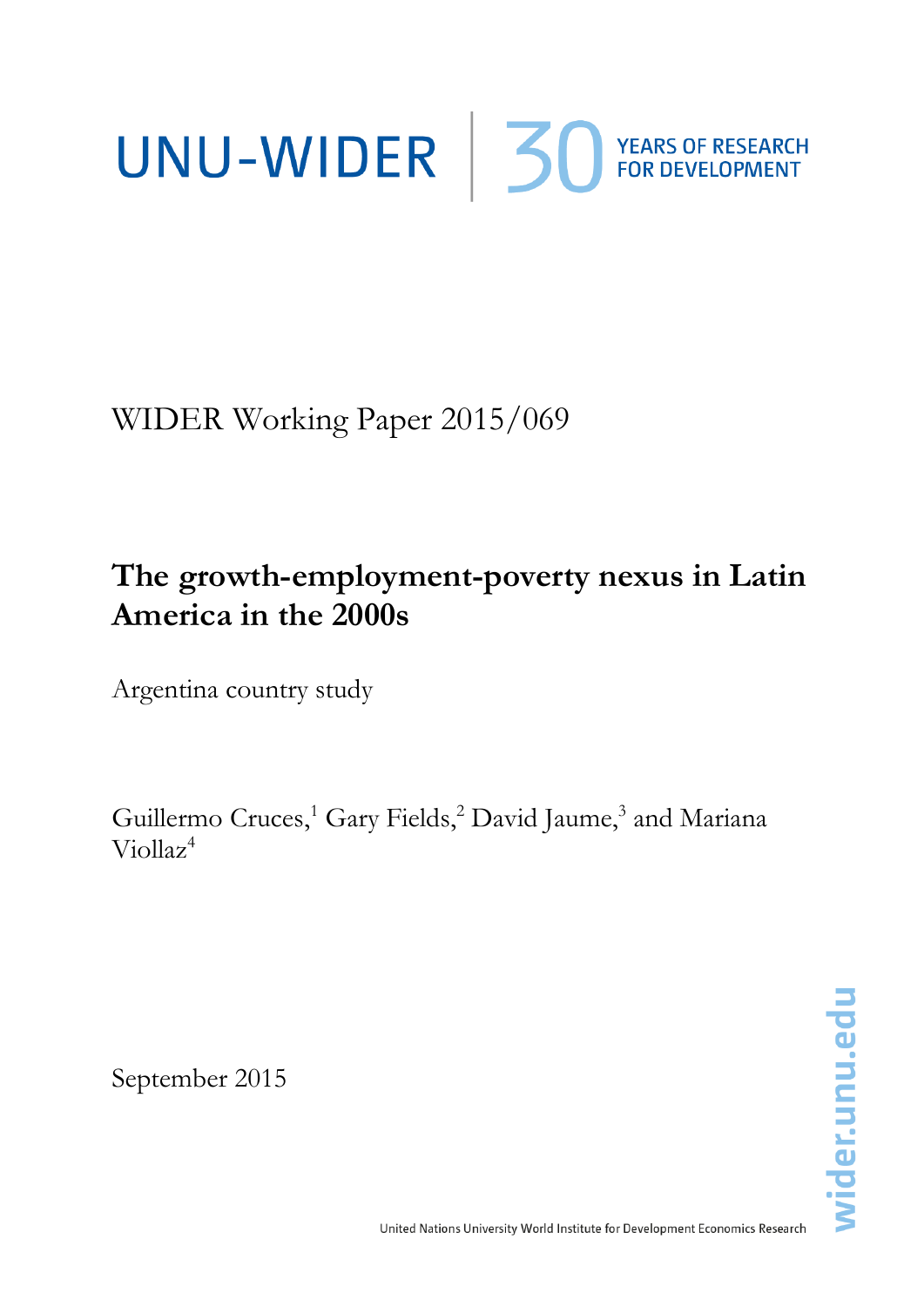UNU-WIDER | 30 YEARS OF RESEARCH FOR DEVELOPMENT

WIDER Working Paper 2015/069

# The growth-employment-poverty nexus in Latin America in the 2000s

Argentina country study

Guillermo Cruces,[1] Gary Fields,[2] David Jaume,[3] and Mariana Viollaz[4]

September 2015

United Nations University World Institute for Development Economics Research

wider.unu.edu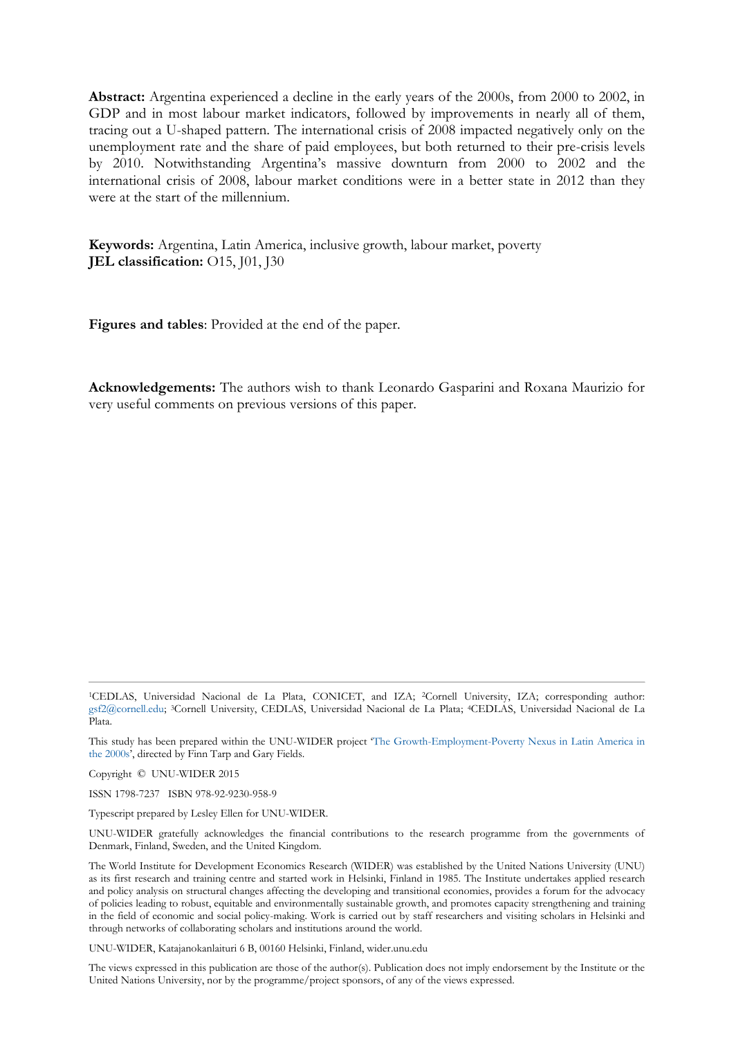**Abstract:** Argentina experienced a decline in the early years of the 2000s, from 2000 to 2002, in GDP and in most labour market indicators, followed by improvements in nearly all of them, tracing out a U-shaped pattern. The international crisis of 2008 impacted negatively only on the unemployment rate and the share of paid employees, but both returned to their pre-crisis levels by 2010. Notwithstanding Argentina's massive downturn from 2000 to 2002 and the international crisis of 2008, labour market conditions were in a better state in 2012 than they were at the start of the millennium.

**Keywords:** Argentina, Latin America, inclusive growth, labour market, poverty
**JEL classification:** O15, J01, J30

**Figures and tables**: Provided at the end of the paper.

**Acknowledgements:** The authors wish to thank Leonardo Gasparini and Roxana Maurizio for very useful comments on previous versions of this paper.

---

[1]CEDLAS, Universidad Nacional de La Plata, CONICET, and IZA; [2]Cornell University, IZA; corresponding author: gsf2@cornell.edu; [3]Cornell University, CEDLAS, Universidad Nacional de La Plata; [4]CEDLAS, Universidad Nacional de La Plata.

This study has been prepared within the UNU-WIDER project 'The Growth-Employment-Poverty Nexus in Latin America in the 2000s', directed by Finn Tarp and Gary Fields.

Copyright © UNU-WIDER 2015

ISSN 1798-7237 ISBN 978-92-9230-958-9

Typescript prepared by Lesley Ellen for UNU-WIDER.

UNU-WIDER gratefully acknowledges the financial contributions to the research programme from the governments of Denmark, Finland, Sweden, and the United Kingdom.

The World Institute for Development Economics Research (WIDER) was established by the United Nations University (UNU) as its first research and training centre and started work in Helsinki, Finland in 1985. The Institute undertakes applied research and policy analysis on structural changes affecting the developing and transitional economies, provides a forum for the advocacy of policies leading to robust, equitable and environmentally sustainable growth, and promotes capacity strengthening and training in the field of economic and social policy-making. Work is carried out by staff researchers and visiting scholars in Helsinki and through networks of collaborating scholars and institutions around the world.

UNU-WIDER, Katajanokanlaituri 6 B, 00160 Helsinki, Finland, wider.unu.edu

The views expressed in this publication are those of the author(s). Publication does not imply endorsement by the Institute or the United Nations University, nor by the programme/project sponsors, of any of the views expressed.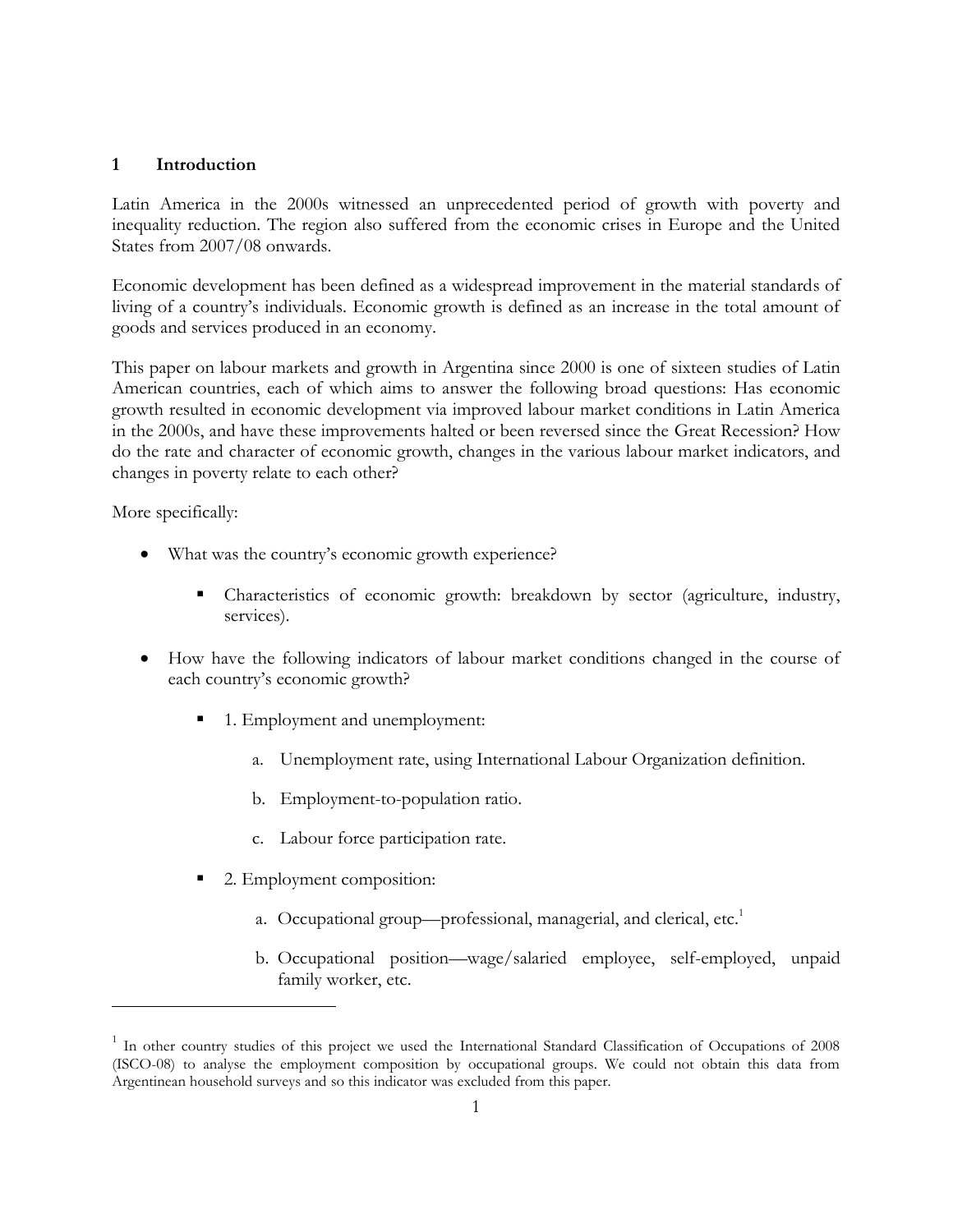# 1 Introduction

Latin America in the 2000s witnessed an unprecedented period of growth with poverty and inequality reduction. The region also suffered from the economic crises in Europe and the United States from 2007/08 onwards.

Economic development has been defined as a widespread improvement in the material standards of living of a country's individuals. Economic growth is defined as an increase in the total amount of goods and services produced in an economy.

This paper on labour markets and growth in Argentina since 2000 is one of sixteen studies of Latin American countries, each of which aims to answer the following broad questions: Has economic growth resulted in economic development via improved labour market conditions in Latin America in the 2000s, and have these improvements halted or been reversed since the Great Recession? How do the rate and character of economic growth, changes in the various labour market indicators, and changes in poverty relate to each other?

More specifically:

- What was the country's economic growth experience?
  - Characteristics of economic growth: breakdown by sector (agriculture, industry, services).
- How have the following indicators of labour market conditions changed in the course of each country's economic growth?
  - 1. Employment and unemployment:
    - a. Unemployment rate, using International Labour Organization definition.
    - b. Employment-to-population ratio.
    - c. Labour force participation rate.
  - 2. Employment composition:
    - a. Occupational group—professional, managerial, and clerical, etc.[1]
    - b. Occupational position—wage/salaried employee, self-employed, unpaid family worker, etc.

---

[1] In other country studies of this project we used the International Standard Classification of Occupations of 2008 (ISCO-08) to analyse the employment composition by occupational groups. We could not obtain this data from Argentinean household surveys and so this indicator was excluded from this paper.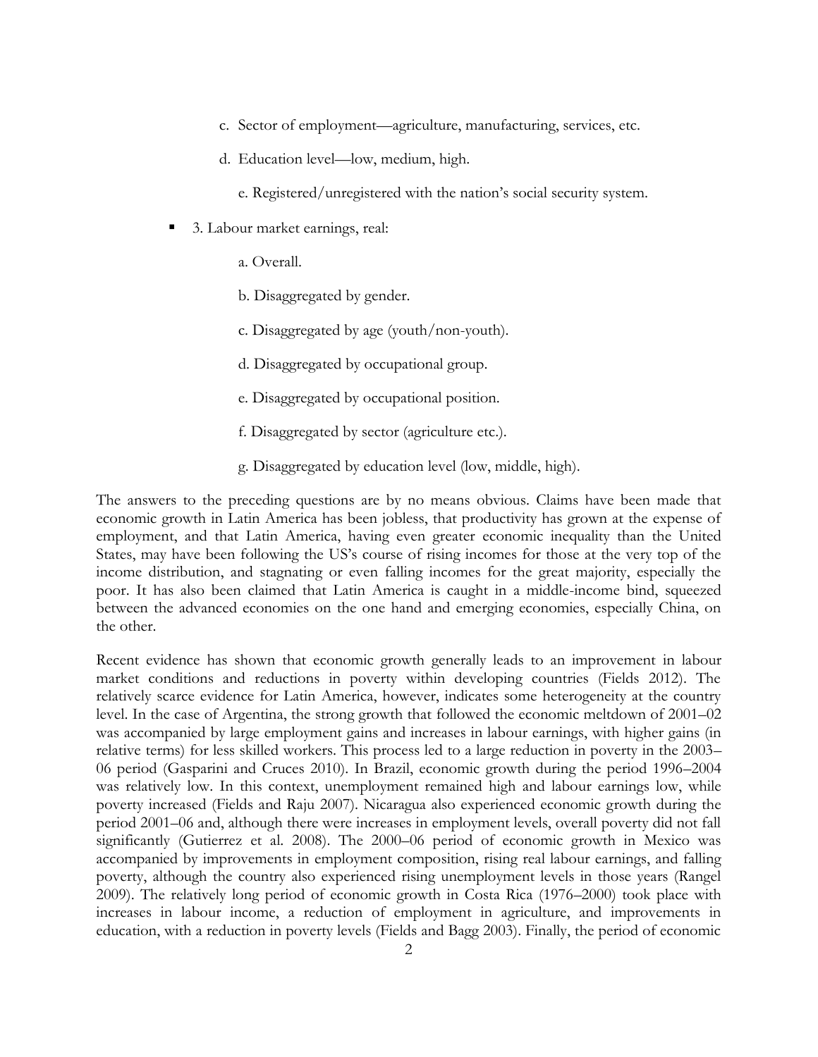c. Sector of employment—agriculture, manufacturing, services, etc.

d. Education level—low, medium, high.

e. Registered/unregistered with the nation's social security system.

- 3. Labour market earnings, real:

  a. Overall.

  b. Disaggregated by gender.

  c. Disaggregated by age (youth/non-youth).

  d. Disaggregated by occupational group.

  e. Disaggregated by occupational position.

  f. Disaggregated by sector (agriculture etc.).

  g. Disaggregated by education level (low, middle, high).

The answers to the preceding questions are by no means obvious. Claims have been made that economic growth in Latin America has been jobless, that productivity has grown at the expense of employment, and that Latin America, having even greater economic inequality than the United States, may have been following the US's course of rising incomes for those at the very top of the income distribution, and stagnating or even falling incomes for the great majority, especially the poor. It has also been claimed that Latin America is caught in a middle-income bind, squeezed between the advanced economies on the one hand and emerging economies, especially China, on the other.

Recent evidence has shown that economic growth generally leads to an improvement in labour market conditions and reductions in poverty within developing countries (Fields 2012). The relatively scarce evidence for Latin America, however, indicates some heterogeneity at the country level. In the case of Argentina, the strong growth that followed the economic meltdown of 2001–02 was accompanied by large employment gains and increases in labour earnings, with higher gains (in relative terms) for less skilled workers. This process led to a large reduction in poverty in the 2003–06 period (Gasparini and Cruces 2010). In Brazil, economic growth during the period 1996–2004 was relatively low. In this context, unemployment remained high and labour earnings low, while poverty increased (Fields and Raju 2007). Nicaragua also experienced economic growth during the period 2001–06 and, although there were increases in employment levels, overall poverty did not fall significantly (Gutierrez et al. 2008). The 2000–06 period of economic growth in Mexico was accompanied by improvements in employment composition, rising real labour earnings, and falling poverty, although the country also experienced rising unemployment levels in those years (Rangel 2009). The relatively long period of economic growth in Costa Rica (1976–2000) took place with increases in labour income, a reduction of employment in agriculture, and improvements in education, with a reduction in poverty levels (Fields and Bagg 2003). Finally, the period of economic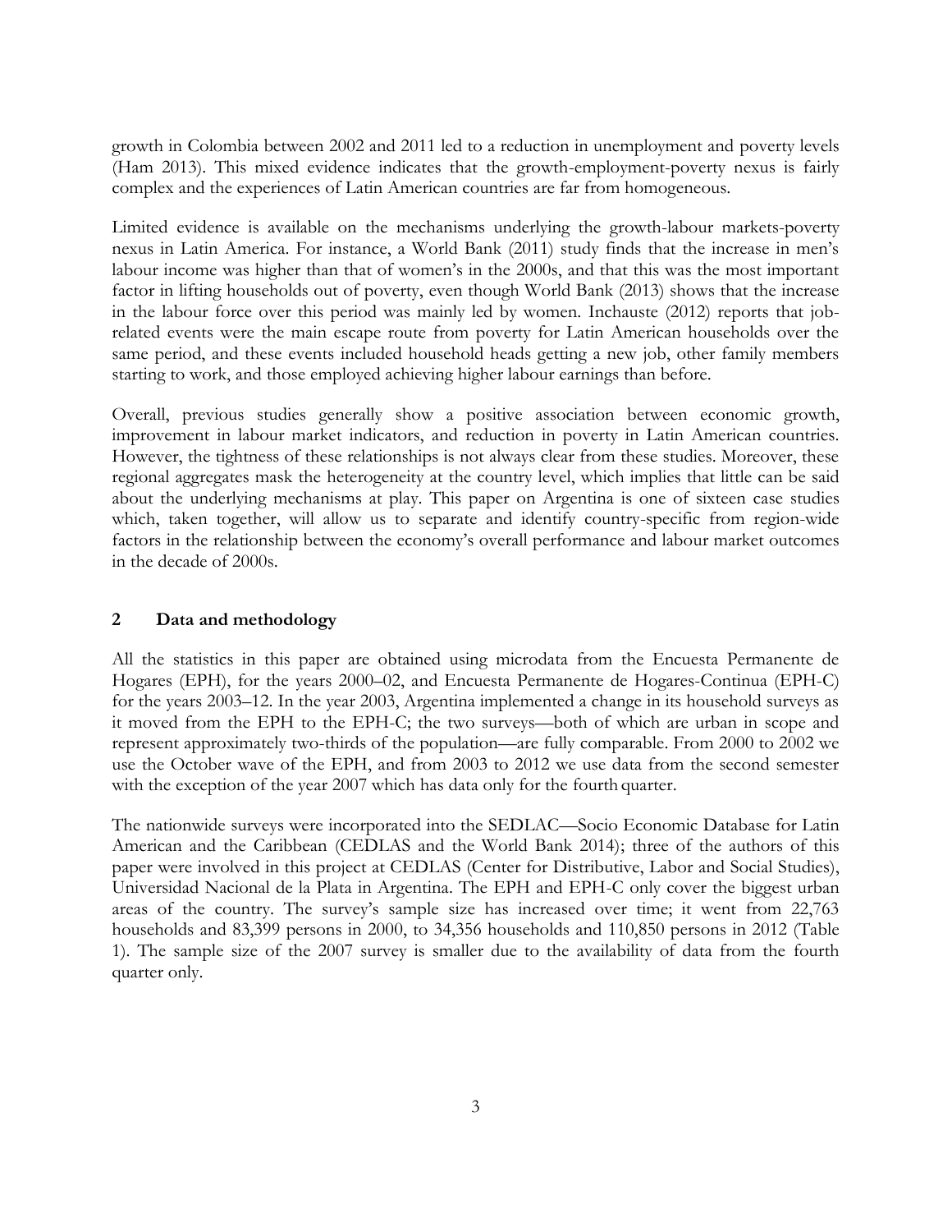growth in Colombia between 2002 and 2011 led to a reduction in unemployment and poverty levels (Ham 2013). This mixed evidence indicates that the growth-employment-poverty nexus is fairly complex and the experiences of Latin American countries are far from homogeneous.

Limited evidence is available on the mechanisms underlying the growth-labour markets-poverty nexus in Latin America. For instance, a World Bank (2011) study finds that the increase in men's labour income was higher than that of women's in the 2000s, and that this was the most important factor in lifting households out of poverty, even though World Bank (2013) shows that the increase in the labour force over this period was mainly led by women. Inchauste (2012) reports that job-related events were the main escape route from poverty for Latin American households over the same period, and these events included household heads getting a new job, other family members starting to work, and those employed achieving higher labour earnings than before.

Overall, previous studies generally show a positive association between economic growth, improvement in labour market indicators, and reduction in poverty in Latin American countries. However, the tightness of these relationships is not always clear from these studies. Moreover, these regional aggregates mask the heterogeneity at the country level, which implies that little can be said about the underlying mechanisms at play. This paper on Argentina is one of sixteen case studies which, taken together, will allow us to separate and identify country-specific from region-wide factors in the relationship between the economy's overall performance and labour market outcomes in the decade of 2000s.

## 2 Data and methodology

All the statistics in this paper are obtained using microdata from the Encuesta Permanente de Hogares (EPH), for the years 2000–02, and Encuesta Permanente de Hogares-Continua (EPH-C) for the years 2003–12. In the year 2003, Argentina implemented a change in its household surveys as it moved from the EPH to the EPH-C; the two surveys—both of which are urban in scope and represent approximately two-thirds of the population—are fully comparable. From 2000 to 2002 we use the October wave of the EPH, and from 2003 to 2012 we use data from the second semester with the exception of the year 2007 which has data only for the fourth quarter.

The nationwide surveys were incorporated into the SEDLAC—Socio Economic Database for Latin American and the Caribbean (CEDLAS and the World Bank 2014); three of the authors of this paper were involved in this project at CEDLAS (Center for Distributive, Labor and Social Studies), Universidad Nacional de la Plata in Argentina. The EPH and EPH-C only cover the biggest urban areas of the country. The survey's sample size has increased over time; it went from 22,763 households and 83,399 persons in 2000, to 34,356 households and 110,850 persons in 2012 (Table 1). The sample size of the 2007 survey is smaller due to the availability of data from the fourth quarter only.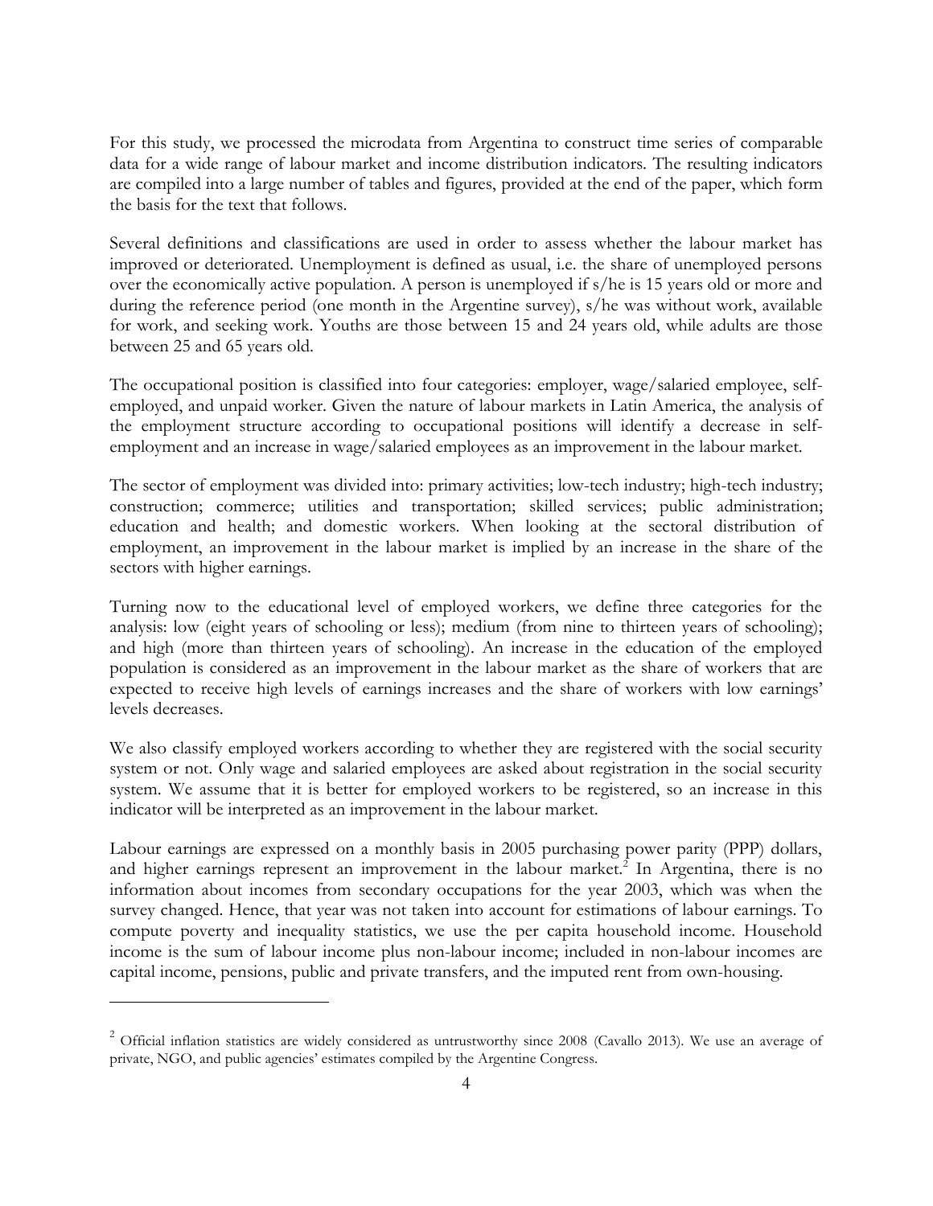For this study, we processed the microdata from Argentina to construct time series of comparable data for a wide range of labour market and income distribution indicators. The resulting indicators are compiled into a large number of tables and figures, provided at the end of the paper, which form the basis for the text that follows.

Several definitions and classifications are used in order to assess whether the labour market has improved or deteriorated. Unemployment is defined as usual, i.e. the share of unemployed persons over the economically active population. A person is unemployed if s/he is 15 years old or more and during the reference period (one month in the Argentine survey), s/he was without work, available for work, and seeking work. Youths are those between 15 and 24 years old, while adults are those between 25 and 65 years old.

The occupational position is classified into four categories: employer, wage/salaried employee, self-employed, and unpaid worker. Given the nature of labour markets in Latin America, the analysis of the employment structure according to occupational positions will identify a decrease in self-employment and an increase in wage/salaried employees as an improvement in the labour market.

The sector of employment was divided into: primary activities; low-tech industry; high-tech industry; construction; commerce; utilities and transportation; skilled services; public administration; education and health; and domestic workers. When looking at the sectoral distribution of employment, an improvement in the labour market is implied by an increase in the share of the sectors with higher earnings.

Turning now to the educational level of employed workers, we define three categories for the analysis: low (eight years of schooling or less); medium (from nine to thirteen years of schooling); and high (more than thirteen years of schooling). An increase in the education of the employed population is considered as an improvement in the labour market as the share of workers that are expected to receive high levels of earnings increases and the share of workers with low earnings' levels decreases.

We also classify employed workers according to whether they are registered with the social security system or not. Only wage and salaried employees are asked about registration in the social security system. We assume that it is better for employed workers to be registered, so an increase in this indicator will be interpreted as an improvement in the labour market.

Labour earnings are expressed on a monthly basis in 2005 purchasing power parity (PPP) dollars, and higher earnings represent an improvement in the labour market.[2] In Argentina, there is no information about incomes from secondary occupations for the year 2003, which was when the survey changed. Hence, that year was not taken into account for estimations of labour earnings. To compute poverty and inequality statistics, we use the per capita household income. Household income is the sum of labour income plus non-labour income; included in non-labour incomes are capital income, pensions, public and private transfers, and the imputed rent from own-housing.

---

[2] Official inflation statistics are widely considered as untrustworthy since 2008 (Cavallo 2013). We use an average of private, NGO, and public agencies' estimates compiled by the Argentine Congress.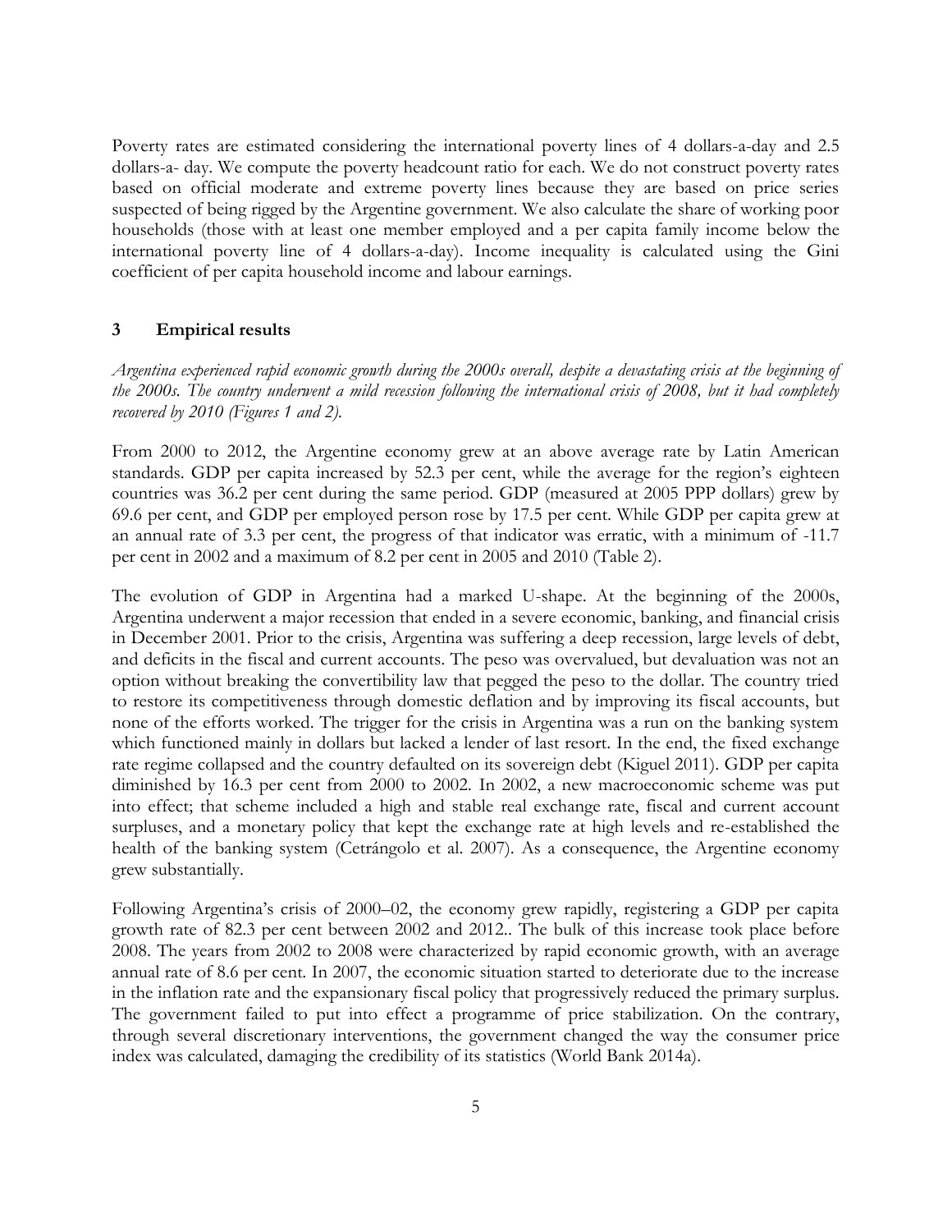Poverty rates are estimated considering the international poverty lines of 4 dollars-a-day and 2.5 dollars-a- day. We compute the poverty headcount ratio for each. We do not construct poverty rates based on official moderate and extreme poverty lines because they are based on price series suspected of being rigged by the Argentine government. We also calculate the share of working poor households (those with at least one member employed and a per capita family income below the international poverty line of 4 dollars-a-day). Income inequality is calculated using the Gini coefficient of per capita household income and labour earnings.

## 3 Empirical results

*Argentina experienced rapid economic growth during the 2000s overall, despite a devastating crisis at the beginning of the 2000s. The country underwent a mild recession following the international crisis of 2008, but it had completely recovered by 2010 (Figures 1 and 2).*

From 2000 to 2012, the Argentine economy grew at an above average rate by Latin American standards. GDP per capita increased by 52.3 per cent, while the average for the region's eighteen countries was 36.2 per cent during the same period. GDP (measured at 2005 PPP dollars) grew by 69.6 per cent, and GDP per employed person rose by 17.5 per cent. While GDP per capita grew at an annual rate of 3.3 per cent, the progress of that indicator was erratic, with a minimum of -11.7 per cent in 2002 and a maximum of 8.2 per cent in 2005 and 2010 (Table 2).

The evolution of GDP in Argentina had a marked U-shape. At the beginning of the 2000s, Argentina underwent a major recession that ended in a severe economic, banking, and financial crisis in December 2001. Prior to the crisis, Argentina was suffering a deep recession, large levels of debt, and deficits in the fiscal and current accounts. The peso was overvalued, but devaluation was not an option without breaking the convertibility law that pegged the peso to the dollar. The country tried to restore its competitiveness through domestic deflation and by improving its fiscal accounts, but none of the efforts worked. The trigger for the crisis in Argentina was a run on the banking system which functioned mainly in dollars but lacked a lender of last resort. In the end, the fixed exchange rate regime collapsed and the country defaulted on its sovereign debt (Kiguel 2011). GDP per capita diminished by 16.3 per cent from 2000 to 2002. In 2002, a new macroeconomic scheme was put into effect; that scheme included a high and stable real exchange rate, fiscal and current account surpluses, and a monetary policy that kept the exchange rate at high levels and re-established the health of the banking system (Cetrángolo et al. 2007). As a consequence, the Argentine economy grew substantially.

Following Argentina's crisis of 2000–02, the economy grew rapidly, registering a GDP per capita growth rate of 82.3 per cent between 2002 and 2012.. The bulk of this increase took place before 2008. The years from 2002 to 2008 were characterized by rapid economic growth, with an average annual rate of 8.6 per cent. In 2007, the economic situation started to deteriorate due to the increase in the inflation rate and the expansionary fiscal policy that progressively reduced the primary surplus. The government failed to put into effect a programme of price stabilization. On the contrary, through several discretionary interventions, the government changed the way the consumer price index was calculated, damaging the credibility of its statistics (World Bank 2014a).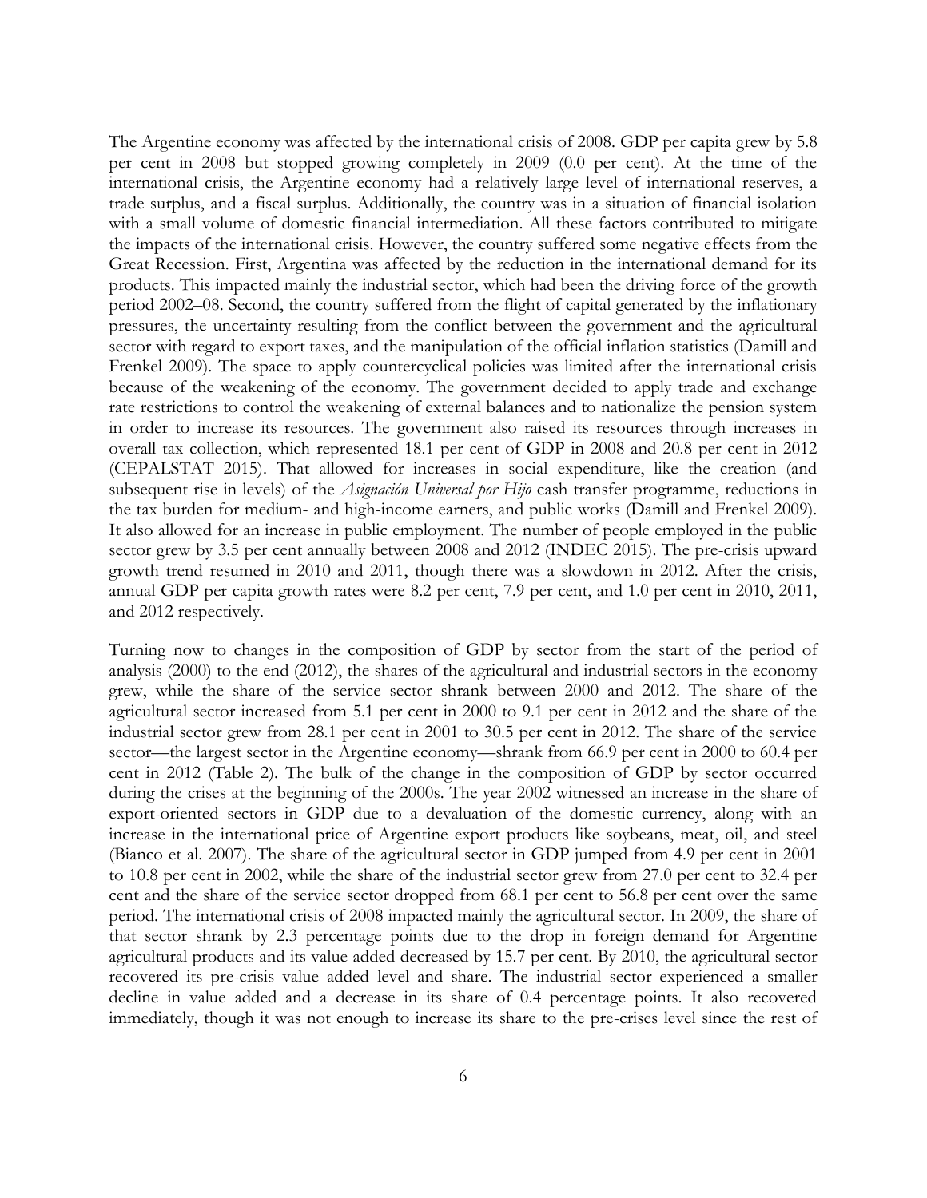The Argentine economy was affected by the international crisis of 2008. GDP per capita grew by 5.8 per cent in 2008 but stopped growing completely in 2009 (0.0 per cent). At the time of the international crisis, the Argentine economy had a relatively large level of international reserves, a trade surplus, and a fiscal surplus. Additionally, the country was in a situation of financial isolation with a small volume of domestic financial intermediation. All these factors contributed to mitigate the impacts of the international crisis. However, the country suffered some negative effects from the Great Recession. First, Argentina was affected by the reduction in the international demand for its products. This impacted mainly the industrial sector, which had been the driving force of the growth period 2002–08. Second, the country suffered from the flight of capital generated by the inflationary pressures, the uncertainty resulting from the conflict between the government and the agricultural sector with regard to export taxes, and the manipulation of the official inflation statistics (Damill and Frenkel 2009). The space to apply countercyclical policies was limited after the international crisis because of the weakening of the economy. The government decided to apply trade and exchange rate restrictions to control the weakening of external balances and to nationalize the pension system in order to increase its resources. The government also raised its resources through increases in overall tax collection, which represented 18.1 per cent of GDP in 2008 and 20.8 per cent in 2012 (CEPALSTAT 2015). That allowed for increases in social expenditure, like the creation (and subsequent rise in levels) of the *Asignación Universal por Hijo* cash transfer programme, reductions in the tax burden for medium- and high-income earners, and public works (Damill and Frenkel 2009). It also allowed for an increase in public employment. The number of people employed in the public sector grew by 3.5 per cent annually between 2008 and 2012 (INDEC 2015). The pre-crisis upward growth trend resumed in 2010 and 2011, though there was a slowdown in 2012. After the crisis, annual GDP per capita growth rates were 8.2 per cent, 7.9 per cent, and 1.0 per cent in 2010, 2011, and 2012 respectively.

Turning now to changes in the composition of GDP by sector from the start of the period of analysis (2000) to the end (2012), the shares of the agricultural and industrial sectors in the economy grew, while the share of the service sector shrank between 2000 and 2012. The share of the agricultural sector increased from 5.1 per cent in 2000 to 9.1 per cent in 2012 and the share of the industrial sector grew from 28.1 per cent in 2001 to 30.5 per cent in 2012. The share of the service sector—the largest sector in the Argentine economy—shrank from 66.9 per cent in 2000 to 60.4 per cent in 2012 (Table 2). The bulk of the change in the composition of GDP by sector occurred during the crises at the beginning of the 2000s. The year 2002 witnessed an increase in the share of export-oriented sectors in GDP due to a devaluation of the domestic currency, along with an increase in the international price of Argentine export products like soybeans, meat, oil, and steel (Bianco et al. 2007). The share of the agricultural sector in GDP jumped from 4.9 per cent in 2001 to 10.8 per cent in 2002, while the share of the industrial sector grew from 27.0 per cent to 32.4 per cent and the share of the service sector dropped from 68.1 per cent to 56.8 per cent over the same period. The international crisis of 2008 impacted mainly the agricultural sector. In 2009, the share of that sector shrank by 2.3 percentage points due to the drop in foreign demand for Argentine agricultural products and its value added decreased by 15.7 per cent. By 2010, the agricultural sector recovered its pre-crisis value added level and share. The industrial sector experienced a smaller decline in value added and a decrease in its share of 0.4 percentage points. It also recovered immediately, though it was not enough to increase its share to the pre-crises level since the rest of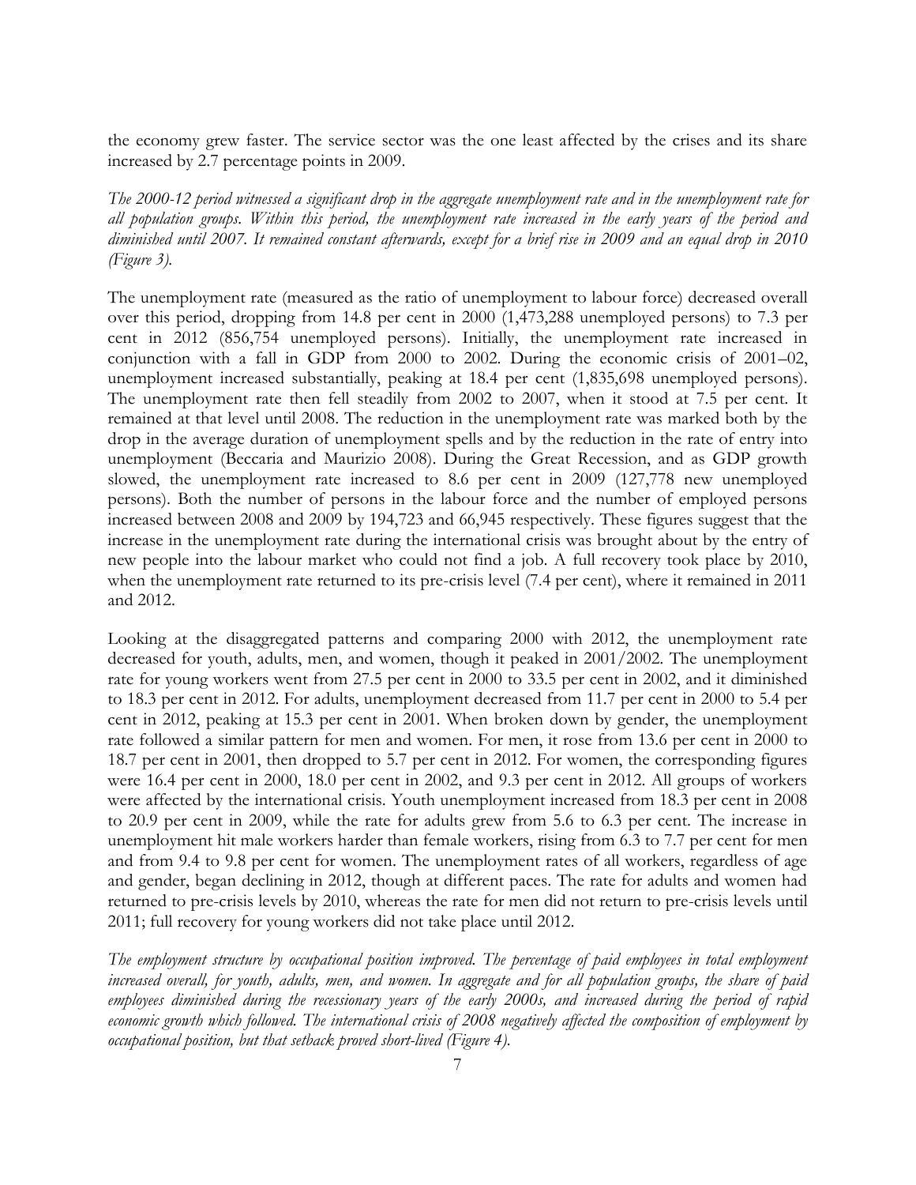the economy grew faster. The service sector was the one least affected by the crises and its share increased by 2.7 percentage points in 2009.

*The 2000-12 period witnessed a significant drop in the aggregate unemployment rate and in the unemployment rate for all population groups. Within this period, the unemployment rate increased in the early years of the period and diminished until 2007. It remained constant afterwards, except for a brief rise in 2009 and an equal drop in 2010 (Figure 3).*

The unemployment rate (measured as the ratio of unemployment to labour force) decreased overall over this period, dropping from 14.8 per cent in 2000 (1,473,288 unemployed persons) to 7.3 per cent in 2012 (856,754 unemployed persons). Initially, the unemployment rate increased in conjunction with a fall in GDP from 2000 to 2002. During the economic crisis of 2001–02, unemployment increased substantially, peaking at 18.4 per cent (1,835,698 unemployed persons). The unemployment rate then fell steadily from 2002 to 2007, when it stood at 7.5 per cent. It remained at that level until 2008. The reduction in the unemployment rate was marked both by the drop in the average duration of unemployment spells and by the reduction in the rate of entry into unemployment (Beccaria and Maurizio 2008). During the Great Recession, and as GDP growth slowed, the unemployment rate increased to 8.6 per cent in 2009 (127,778 new unemployed persons). Both the number of persons in the labour force and the number of employed persons increased between 2008 and 2009 by 194,723 and 66,945 respectively. These figures suggest that the increase in the unemployment rate during the international crisis was brought about by the entry of new people into the labour market who could not find a job. A full recovery took place by 2010, when the unemployment rate returned to its pre-crisis level (7.4 per cent), where it remained in 2011 and 2012.

Looking at the disaggregated patterns and comparing 2000 with 2012, the unemployment rate decreased for youth, adults, men, and women, though it peaked in 2001/2002. The unemployment rate for young workers went from 27.5 per cent in 2000 to 33.5 per cent in 2002, and it diminished to 18.3 per cent in 2012. For adults, unemployment decreased from 11.7 per cent in 2000 to 5.4 per cent in 2012, peaking at 15.3 per cent in 2001. When broken down by gender, the unemployment rate followed a similar pattern for men and women. For men, it rose from 13.6 per cent in 2000 to 18.7 per cent in 2001, then dropped to 5.7 per cent in 2012. For women, the corresponding figures were 16.4 per cent in 2000, 18.0 per cent in 2002, and 9.3 per cent in 2012. All groups of workers were affected by the international crisis. Youth unemployment increased from 18.3 per cent in 2008 to 20.9 per cent in 2009, while the rate for adults grew from 5.6 to 6.3 per cent. The increase in unemployment hit male workers harder than female workers, rising from 6.3 to 7.7 per cent for men and from 9.4 to 9.8 per cent for women. The unemployment rates of all workers, regardless of age and gender, began declining in 2012, though at different paces. The rate for adults and women had returned to pre-crisis levels by 2010, whereas the rate for men did not return to pre-crisis levels until 2011; full recovery for young workers did not take place until 2012.

*The employment structure by occupational position improved. The percentage of paid employees in total employment increased overall, for youth, adults, men, and women. In aggregate and for all population groups, the share of paid employees diminished during the recessionary years of the early 2000s, and increased during the period of rapid economic growth which followed. The international crisis of 2008 negatively affected the composition of employment by occupational position, but that setback proved short-lived (Figure 4).*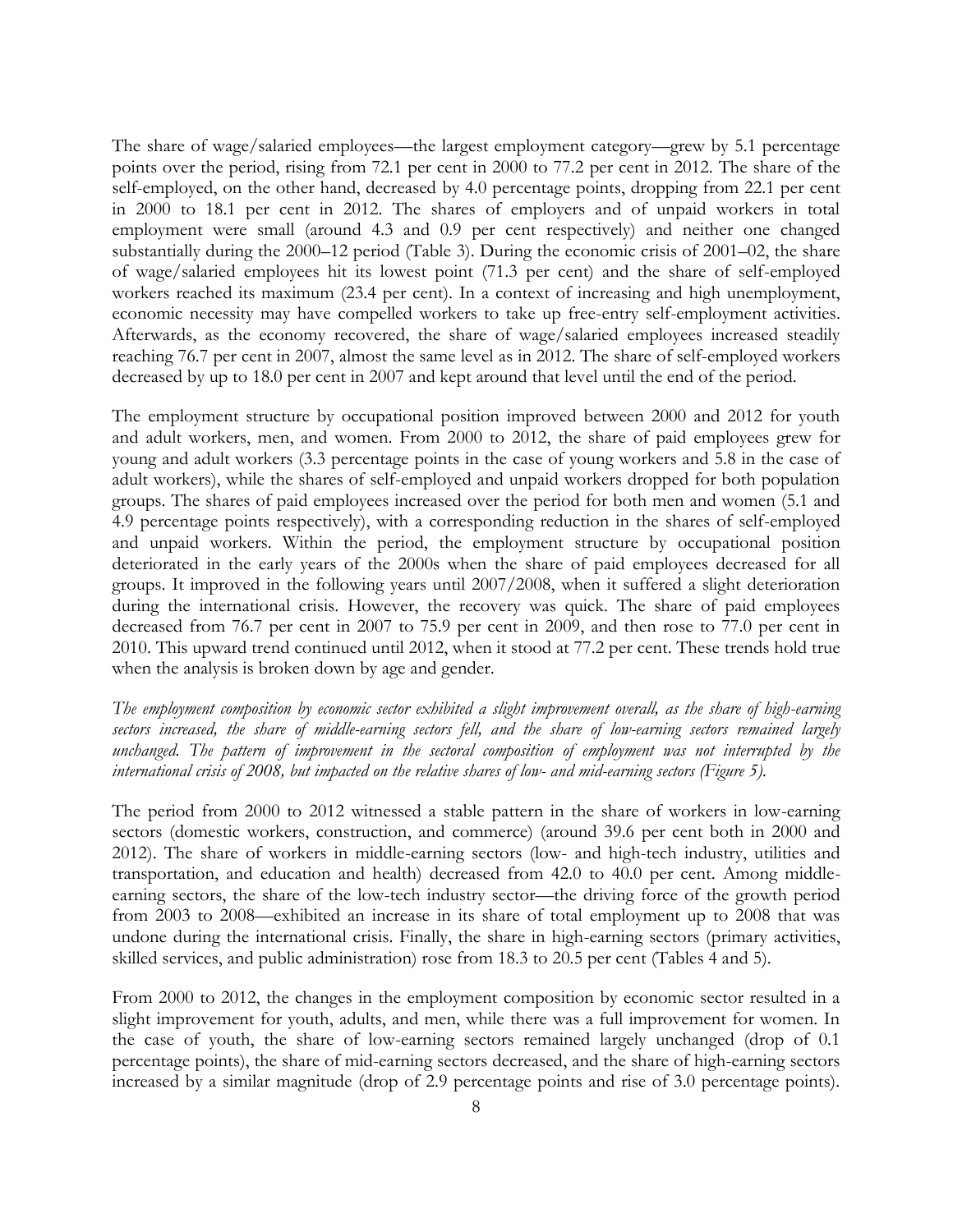The share of wage/salaried employees—the largest employment category—grew by 5.1 percentage points over the period, rising from 72.1 per cent in 2000 to 77.2 per cent in 2012. The share of the self-employed, on the other hand, decreased by 4.0 percentage points, dropping from 22.1 per cent in 2000 to 18.1 per cent in 2012. The shares of employers and of unpaid workers in total employment were small (around 4.3 and 0.9 per cent respectively) and neither one changed substantially during the 2000–12 period (Table 3). During the economic crisis of 2001–02, the share of wage/salaried employees hit its lowest point (71.3 per cent) and the share of self-employed workers reached its maximum (23.4 per cent). In a context of increasing and high unemployment, economic necessity may have compelled workers to take up free-entry self-employment activities. Afterwards, as the economy recovered, the share of wage/salaried employees increased steadily reaching 76.7 per cent in 2007, almost the same level as in 2012. The share of self-employed workers decreased by up to 18.0 per cent in 2007 and kept around that level until the end of the period.

The employment structure by occupational position improved between 2000 and 2012 for youth and adult workers, men, and women. From 2000 to 2012, the share of paid employees grew for young and adult workers (3.3 percentage points in the case of young workers and 5.8 in the case of adult workers), while the shares of self-employed and unpaid workers dropped for both population groups. The shares of paid employees increased over the period for both men and women (5.1 and 4.9 percentage points respectively), with a corresponding reduction in the shares of self-employed and unpaid workers. Within the period, the employment structure by occupational position deteriorated in the early years of the 2000s when the share of paid employees decreased for all groups. It improved in the following years until 2007/2008, when it suffered a slight deterioration during the international crisis. However, the recovery was quick. The share of paid employees decreased from 76.7 per cent in 2007 to 75.9 per cent in 2009, and then rose to 77.0 per cent in 2010. This upward trend continued until 2012, when it stood at 77.2 per cent. These trends hold true when the analysis is broken down by age and gender.

*The employment composition by economic sector exhibited a slight improvement overall, as the share of high-earning sectors increased, the share of middle-earning sectors fell, and the share of low-earning sectors remained largely unchanged. The pattern of improvement in the sectoral composition of employment was not interrupted by the international crisis of 2008, but impacted on the relative shares of low- and mid-earning sectors (Figure 5).*

The period from 2000 to 2012 witnessed a stable pattern in the share of workers in low-earning sectors (domestic workers, construction, and commerce) (around 39.6 per cent both in 2000 and 2012). The share of workers in middle-earning sectors (low- and high-tech industry, utilities and transportation, and education and health) decreased from 42.0 to 40.0 per cent. Among middle-earning sectors, the share of the low-tech industry sector—the driving force of the growth period from 2003 to 2008—exhibited an increase in its share of total employment up to 2008 that was undone during the international crisis. Finally, the share in high-earning sectors (primary activities, skilled services, and public administration) rose from 18.3 to 20.5 per cent (Tables 4 and 5).

From 2000 to 2012, the changes in the employment composition by economic sector resulted in a slight improvement for youth, adults, and men, while there was a full improvement for women. In the case of youth, the share of low-earning sectors remained largely unchanged (drop of 0.1 percentage points), the share of mid-earning sectors decreased, and the share of high-earning sectors increased by a similar magnitude (drop of 2.9 percentage points and rise of 3.0 percentage points).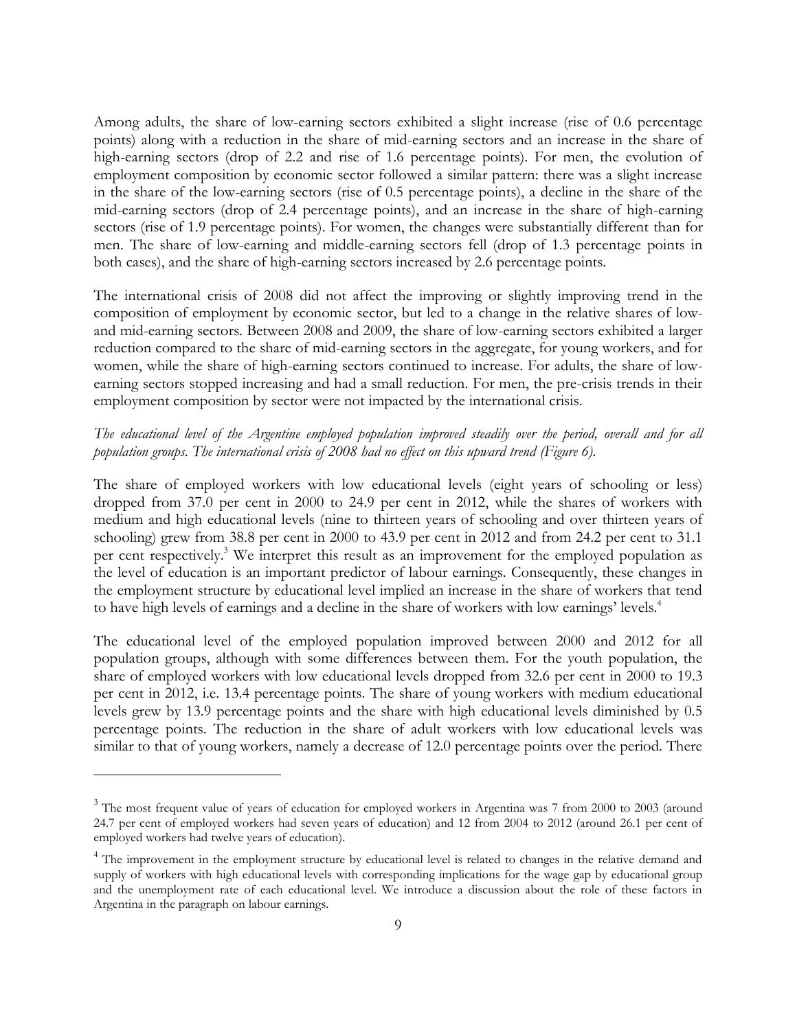Among adults, the share of low-earning sectors exhibited a slight increase (rise of 0.6 percentage points) along with a reduction in the share of mid-earning sectors and an increase in the share of high-earning sectors (drop of 2.2 and rise of 1.6 percentage points). For men, the evolution of employment composition by economic sector followed a similar pattern: there was a slight increase in the share of the low-earning sectors (rise of 0.5 percentage points), a decline in the share of the mid-earning sectors (drop of 2.4 percentage points), and an increase in the share of high-earning sectors (rise of 1.9 percentage points). For women, the changes were substantially different than for men. The share of low-earning and middle-earning sectors fell (drop of 1.3 percentage points in both cases), and the share of high-earning sectors increased by 2.6 percentage points.

The international crisis of 2008 did not affect the improving or slightly improving trend in the composition of employment by economic sector, but led to a change in the relative shares of low- and mid-earning sectors. Between 2008 and 2009, the share of low-earning sectors exhibited a larger reduction compared to the share of mid-earning sectors in the aggregate, for young workers, and for women, while the share of high-earning sectors continued to increase. For adults, the share of low-earning sectors stopped increasing and had a small reduction. For men, the pre-crisis trends in their employment composition by sector were not impacted by the international crisis.

*The educational level of the Argentine employed population improved steadily over the period, overall and for all population groups. The international crisis of 2008 had no effect on this upward trend (Figure 6).*

The share of employed workers with low educational levels (eight years of schooling or less) dropped from 37.0 per cent in 2000 to 24.9 per cent in 2012, while the shares of workers with medium and high educational levels (nine to thirteen years of schooling and over thirteen years of schooling) grew from 38.8 per cent in 2000 to 43.9 per cent in 2012 and from 24.2 per cent to 31.1 per cent respectively.[3] We interpret this result as an improvement for the employed population as the level of education is an important predictor of labour earnings. Consequently, these changes in the employment structure by educational level implied an increase in the share of workers that tend to have high levels of earnings and a decline in the share of workers with low earnings' levels.[4]

The educational level of the employed population improved between 2000 and 2012 for all population groups, although with some differences between them. For the youth population, the share of employed workers with low educational levels dropped from 32.6 per cent in 2000 to 19.3 per cent in 2012, i.e. 13.4 percentage points. The share of young workers with medium educational levels grew by 13.9 percentage points and the share with high educational levels diminished by 0.5 percentage points. The reduction in the share of adult workers with low educational levels was similar to that of young workers, namely a decrease of 12.0 percentage points over the period. There

---

[3] The most frequent value of years of education for employed workers in Argentina was 7 from 2000 to 2003 (around 24.7 per cent of employed workers had seven years of education) and 12 from 2004 to 2012 (around 26.1 per cent of employed workers had twelve years of education).

[4] The improvement in the employment structure by educational level is related to changes in the relative demand and supply of workers with high educational levels with corresponding implications for the wage gap by educational group and the unemployment rate of each educational level. We introduce a discussion about the role of these factors in Argentina in the paragraph on labour earnings.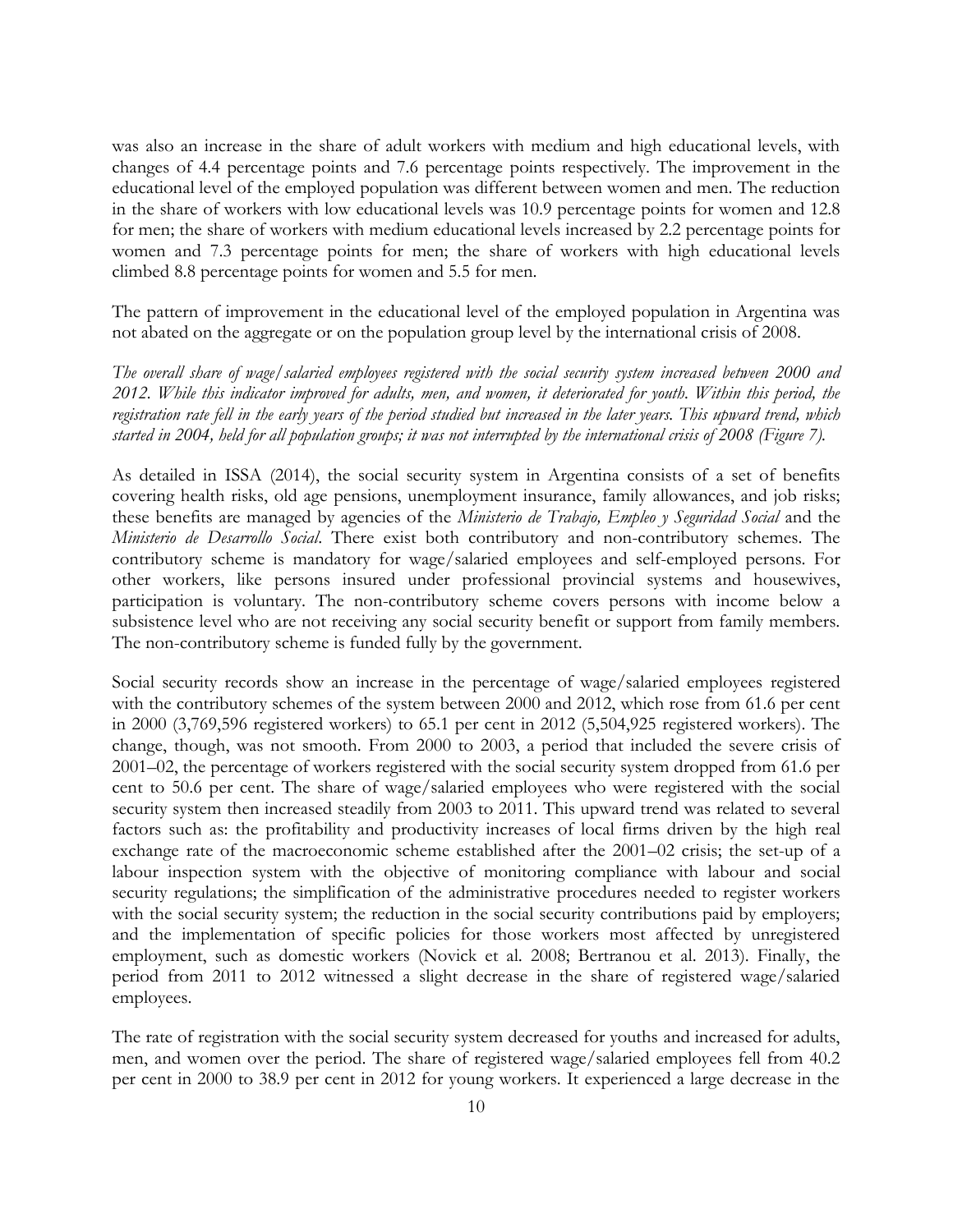was also an increase in the share of adult workers with medium and high educational levels, with changes of 4.4 percentage points and 7.6 percentage points respectively. The improvement in the educational level of the employed population was different between women and men. The reduction in the share of workers with low educational levels was 10.9 percentage points for women and 12.8 for men; the share of workers with medium educational levels increased by 2.2 percentage points for women and 7.3 percentage points for men; the share of workers with high educational levels climbed 8.8 percentage points for women and 5.5 for men.

The pattern of improvement in the educational level of the employed population in Argentina was not abated on the aggregate or on the population group level by the international crisis of 2008.

*The overall share of wage/salaried employees registered with the social security system increased between 2000 and 2012. While this indicator improved for adults, men, and women, it deteriorated for youth. Within this period, the registration rate fell in the early years of the period studied but increased in the later years. This upward trend, which started in 2004, held for all population groups; it was not interrupted by the international crisis of 2008 (Figure 7).*

As detailed in ISSA (2014), the social security system in Argentina consists of a set of benefits covering health risks, old age pensions, unemployment insurance, family allowances, and job risks; these benefits are managed by agencies of the *Ministerio de Trabajo, Empleo y Seguridad Social* and the *Ministerio de Desarrollo Social*. There exist both contributory and non-contributory schemes. The contributory scheme is mandatory for wage/salaried employees and self-employed persons. For other workers, like persons insured under professional provincial systems and housewives, participation is voluntary. The non-contributory scheme covers persons with income below a subsistence level who are not receiving any social security benefit or support from family members. The non-contributory scheme is funded fully by the government.

Social security records show an increase in the percentage of wage/salaried employees registered with the contributory schemes of the system between 2000 and 2012, which rose from 61.6 per cent in 2000 (3,769,596 registered workers) to 65.1 per cent in 2012 (5,504,925 registered workers). The change, though, was not smooth. From 2000 to 2003, a period that included the severe crisis of 2001–02, the percentage of workers registered with the social security system dropped from 61.6 per cent to 50.6 per cent. The share of wage/salaried employees who were registered with the social security system then increased steadily from 2003 to 2011. This upward trend was related to several factors such as: the profitability and productivity increases of local firms driven by the high real exchange rate of the macroeconomic scheme established after the 2001–02 crisis; the set-up of a labour inspection system with the objective of monitoring compliance with labour and social security regulations; the simplification of the administrative procedures needed to register workers with the social security system; the reduction in the social security contributions paid by employers; and the implementation of specific policies for those workers most affected by unregistered employment, such as domestic workers (Novick et al. 2008; Bertranou et al. 2013). Finally, the period from 2011 to 2012 witnessed a slight decrease in the share of registered wage/salaried employees.

The rate of registration with the social security system decreased for youths and increased for adults, men, and women over the period. The share of registered wage/salaried employees fell from 40.2 per cent in 2000 to 38.9 per cent in 2012 for young workers. It experienced a large decrease in the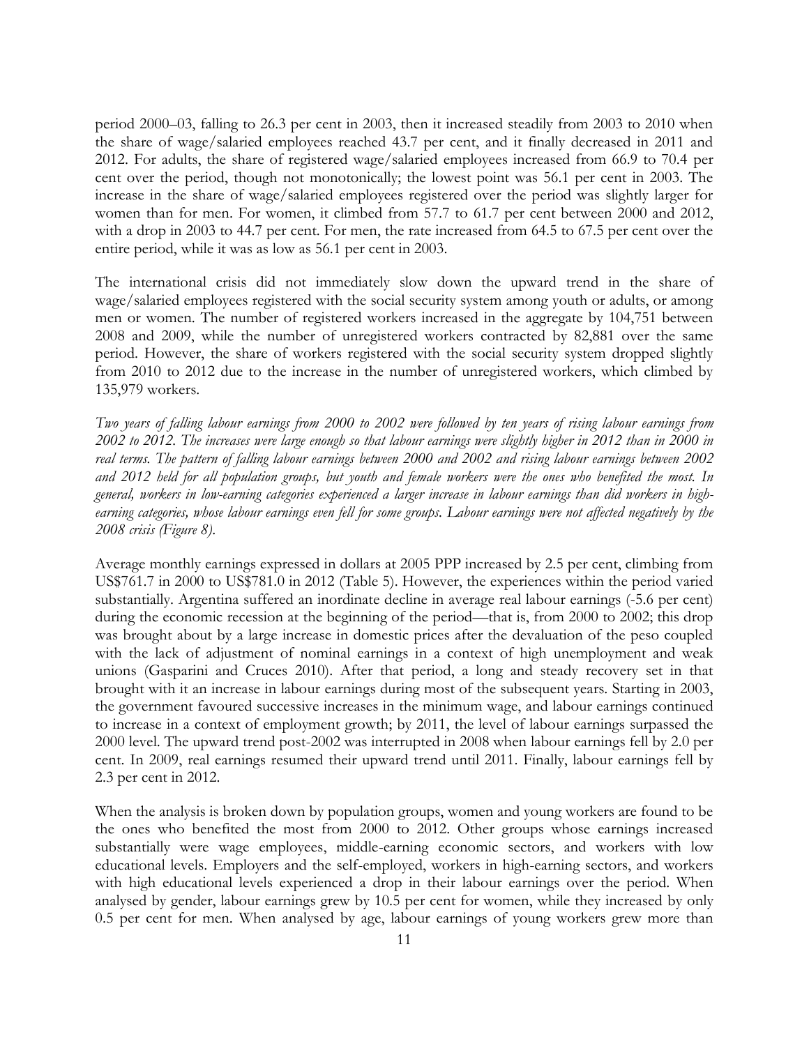period 2000–03, falling to 26.3 per cent in 2003, then it increased steadily from 2003 to 2010 when the share of wage/salaried employees reached 43.7 per cent, and it finally decreased in 2011 and 2012. For adults, the share of registered wage/salaried employees increased from 66.9 to 70.4 per cent over the period, though not monotonically; the lowest point was 56.1 per cent in 2003. The increase in the share of wage/salaried employees registered over the period was slightly larger for women than for men. For women, it climbed from 57.7 to 61.7 per cent between 2000 and 2012, with a drop in 2003 to 44.7 per cent. For men, the rate increased from 64.5 to 67.5 per cent over the entire period, while it was as low as 56.1 per cent in 2003.

The international crisis did not immediately slow down the upward trend in the share of wage/salaried employees registered with the social security system among youth or adults, or among men or women. The number of registered workers increased in the aggregate by 104,751 between 2008 and 2009, while the number of unregistered workers contracted by 82,881 over the same period. However, the share of workers registered with the social security system dropped slightly from 2010 to 2012 due to the increase in the number of unregistered workers, which climbed by 135,979 workers.

*Two years of falling labour earnings from 2000 to 2002 were followed by ten years of rising labour earnings from 2002 to 2012. The increases were large enough so that labour earnings were slightly higher in 2012 than in 2000 in real terms. The pattern of falling labour earnings between 2000 and 2002 and rising labour earnings between 2002 and 2012 held for all population groups, but youth and female workers were the ones who benefited the most. In general, workers in low-earning categories experienced a larger increase in labour earnings than did workers in high-earning categories, whose labour earnings even fell for some groups. Labour earnings were not affected negatively by the 2008 crisis (Figure 8).*

Average monthly earnings expressed in dollars at 2005 PPP increased by 2.5 per cent, climbing from US$761.7 in 2000 to US$781.0 in 2012 (Table 5). However, the experiences within the period varied substantially. Argentina suffered an inordinate decline in average real labour earnings (-5.6 per cent) during the economic recession at the beginning of the period—that is, from 2000 to 2002; this drop was brought about by a large increase in domestic prices after the devaluation of the peso coupled with the lack of adjustment of nominal earnings in a context of high unemployment and weak unions (Gasparini and Cruces 2010). After that period, a long and steady recovery set in that brought with it an increase in labour earnings during most of the subsequent years. Starting in 2003, the government favoured successive increases in the minimum wage, and labour earnings continued to increase in a context of employment growth; by 2011, the level of labour earnings surpassed the 2000 level. The upward trend post-2002 was interrupted in 2008 when labour earnings fell by 2.0 per cent. In 2009, real earnings resumed their upward trend until 2011. Finally, labour earnings fell by 2.3 per cent in 2012.

When the analysis is broken down by population groups, women and young workers are found to be the ones who benefited the most from 2000 to 2012. Other groups whose earnings increased substantially were wage employees, middle-earning economic sectors, and workers with low educational levels. Employers and the self-employed, workers in high-earning sectors, and workers with high educational levels experienced a drop in their labour earnings over the period. When analysed by gender, labour earnings grew by 10.5 per cent for women, while they increased by only 0.5 per cent for men. When analysed by age, labour earnings of young workers grew more than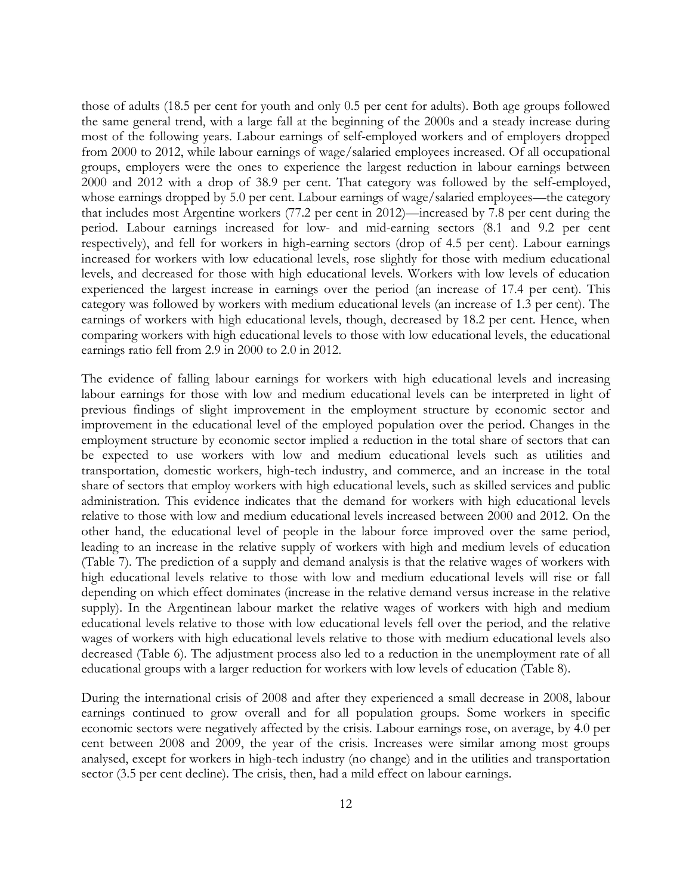those of adults (18.5 per cent for youth and only 0.5 per cent for adults). Both age groups followed the same general trend, with a large fall at the beginning of the 2000s and a steady increase during most of the following years. Labour earnings of self-employed workers and of employers dropped from 2000 to 2012, while labour earnings of wage/salaried employees increased. Of all occupational groups, employers were the ones to experience the largest reduction in labour earnings between 2000 and 2012 with a drop of 38.9 per cent. That category was followed by the self-employed, whose earnings dropped by 5.0 per cent. Labour earnings of wage/salaried employees—the category that includes most Argentine workers (77.2 per cent in 2012)—increased by 7.8 per cent during the period. Labour earnings increased for low- and mid-earning sectors (8.1 and 9.2 per cent respectively), and fell for workers in high-earning sectors (drop of 4.5 per cent). Labour earnings increased for workers with low educational levels, rose slightly for those with medium educational levels, and decreased for those with high educational levels. Workers with low levels of education experienced the largest increase in earnings over the period (an increase of 17.4 per cent). This category was followed by workers with medium educational levels (an increase of 1.3 per cent). The earnings of workers with high educational levels, though, decreased by 18.2 per cent. Hence, when comparing workers with high educational levels to those with low educational levels, the educational earnings ratio fell from 2.9 in 2000 to 2.0 in 2012.

The evidence of falling labour earnings for workers with high educational levels and increasing labour earnings for those with low and medium educational levels can be interpreted in light of previous findings of slight improvement in the employment structure by economic sector and improvement in the educational level of the employed population over the period. Changes in the employment structure by economic sector implied a reduction in the total share of sectors that can be expected to use workers with low and medium educational levels such as utilities and transportation, domestic workers, high-tech industry, and commerce, and an increase in the total share of sectors that employ workers with high educational levels, such as skilled services and public administration. This evidence indicates that the demand for workers with high educational levels relative to those with low and medium educational levels increased between 2000 and 2012. On the other hand, the educational level of people in the labour force improved over the same period, leading to an increase in the relative supply of workers with high and medium levels of education (Table 7). The prediction of a supply and demand analysis is that the relative wages of workers with high educational levels relative to those with low and medium educational levels will rise or fall depending on which effect dominates (increase in the relative demand versus increase in the relative supply). In the Argentinean labour market the relative wages of workers with high and medium educational levels relative to those with low educational levels fell over the period, and the relative wages of workers with high educational levels relative to those with medium educational levels also decreased (Table 6). The adjustment process also led to a reduction in the unemployment rate of all educational groups with a larger reduction for workers with low levels of education (Table 8).

During the international crisis of 2008 and after they experienced a small decrease in 2008, labour earnings continued to grow overall and for all population groups. Some workers in specific economic sectors were negatively affected by the crisis. Labour earnings rose, on average, by 4.0 per cent between 2008 and 2009, the year of the crisis. Increases were similar among most groups analysed, except for workers in high-tech industry (no change) and in the utilities and transportation sector (3.5 per cent decline). The crisis, then, had a mild effect on labour earnings.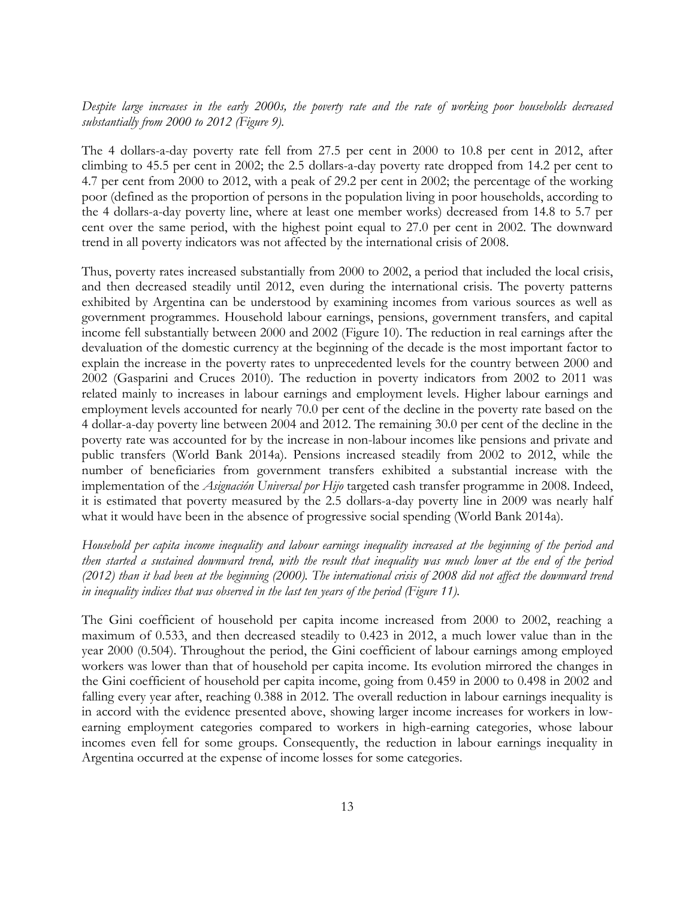*Despite large increases in the early 2000s, the poverty rate and the rate of working poor households decreased substantially from 2000 to 2012 (Figure 9).*

The 4 dollars-a-day poverty rate fell from 27.5 per cent in 2000 to 10.8 per cent in 2012, after climbing to 45.5 per cent in 2002; the 2.5 dollars-a-day poverty rate dropped from 14.2 per cent to 4.7 per cent from 2000 to 2012, with a peak of 29.2 per cent in 2002; the percentage of the working poor (defined as the proportion of persons in the population living in poor households, according to the 4 dollars-a-day poverty line, where at least one member works) decreased from 14.8 to 5.7 per cent over the same period, with the highest point equal to 27.0 per cent in 2002. The downward trend in all poverty indicators was not affected by the international crisis of 2008.

Thus, poverty rates increased substantially from 2000 to 2002, a period that included the local crisis, and then decreased steadily until 2012, even during the international crisis. The poverty patterns exhibited by Argentina can be understood by examining incomes from various sources as well as government programmes. Household labour earnings, pensions, government transfers, and capital income fell substantially between 2000 and 2002 (Figure 10). The reduction in real earnings after the devaluation of the domestic currency at the beginning of the decade is the most important factor to explain the increase in the poverty rates to unprecedented levels for the country between 2000 and 2002 (Gasparini and Cruces 2010). The reduction in poverty indicators from 2002 to 2011 was related mainly to increases in labour earnings and employment levels. Higher labour earnings and employment levels accounted for nearly 70.0 per cent of the decline in the poverty rate based on the 4 dollar-a-day poverty line between 2004 and 2012. The remaining 30.0 per cent of the decline in the poverty rate was accounted for by the increase in non-labour incomes like pensions and private and public transfers (World Bank 2014a). Pensions increased steadily from 2002 to 2012, while the number of beneficiaries from government transfers exhibited a substantial increase with the implementation of the *Asignación Universal por Hijo* targeted cash transfer programme in 2008. Indeed, it is estimated that poverty measured by the 2.5 dollars-a-day poverty line in 2009 was nearly half what it would have been in the absence of progressive social spending (World Bank 2014a).

*Household per capita income inequality and labour earnings inequality increased at the beginning of the period and then started a sustained downward trend, with the result that inequality was much lower at the end of the period (2012) than it had been at the beginning (2000). The international crisis of 2008 did not affect the downward trend in inequality indices that was observed in the last ten years of the period (Figure 11).*

The Gini coefficient of household per capita income increased from 2000 to 2002, reaching a maximum of 0.533, and then decreased steadily to 0.423 in 2012, a much lower value than in the year 2000 (0.504). Throughout the period, the Gini coefficient of labour earnings among employed workers was lower than that of household per capita income. Its evolution mirrored the changes in the Gini coefficient of household per capita income, going from 0.459 in 2000 to 0.498 in 2002 and falling every year after, reaching 0.388 in 2012. The overall reduction in labour earnings inequality is in accord with the evidence presented above, showing larger income increases for workers in low-earning employment categories compared to workers in high-earning categories, whose labour incomes even fell for some groups. Consequently, the reduction in labour earnings inequality in Argentina occurred at the expense of income losses for some categories.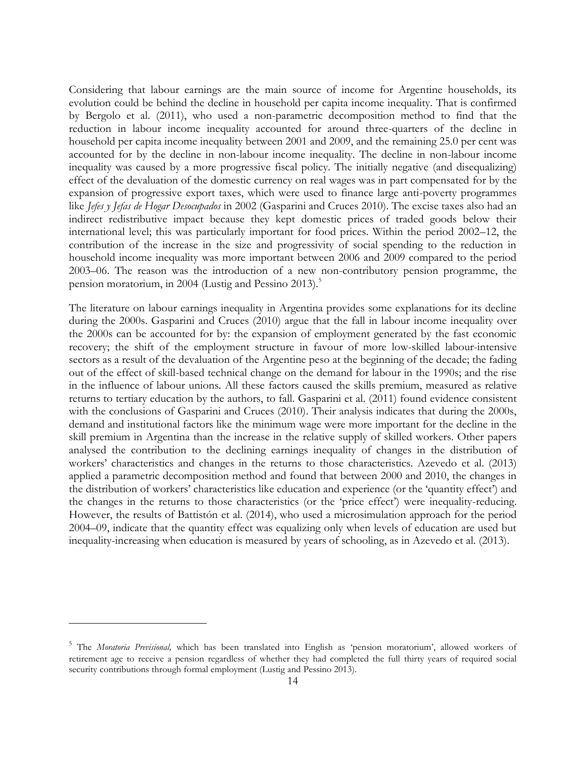Considering that labour earnings are the main source of income for Argentine households, its evolution could be behind the decline in household per capita income inequality. That is confirmed by Bergolo et al. (2011), who used a non-parametric decomposition method to find that the reduction in labour income inequality accounted for around three-quarters of the decline in household per capita income inequality between 2001 and 2009, and the remaining 25.0 per cent was accounted for by the decline in non-labour income inequality. The decline in non-labour income inequality was caused by a more progressive fiscal policy. The initially negative (and disequalizing) effect of the devaluation of the domestic currency on real wages was in part compensated for by the expansion of progressive export taxes, which were used to finance large anti-poverty programmes like *Jefes y Jefas de Hogar Desocupados* in 2002 (Gasparini and Cruces 2010). The excise taxes also had an indirect redistributive impact because they kept domestic prices of traded goods below their international level; this was particularly important for food prices. Within the period 2002–12, the contribution of the increase in the size and progressivity of social spending to the reduction in household income inequality was more important between 2006 and 2009 compared to the period 2003–06. The reason was the introduction of a new non-contributory pension programme, the pension moratorium, in 2004 (Lustig and Pessino 2013).[5]

The literature on labour earnings inequality in Argentina provides some explanations for its decline during the 2000s. Gasparini and Cruces (2010) argue that the fall in labour income inequality over the 2000s can be accounted for by: the expansion of employment generated by the fast economic recovery; the shift of the employment structure in favour of more low-skilled labour-intensive sectors as a result of the devaluation of the Argentine peso at the beginning of the decade; the fading out of the effect of skill-based technical change on the demand for labour in the 1990s; and the rise in the influence of labour unions. All these factors caused the skills premium, measured as relative returns to tertiary education by the authors, to fall. Gasparini et al. (2011) found evidence consistent with the conclusions of Gasparini and Cruces (2010). Their analysis indicates that during the 2000s, demand and institutional factors like the minimum wage were more important for the decline in the skill premium in Argentina than the increase in the relative supply of skilled workers. Other papers analysed the contribution to the declining earnings inequality of changes in the distribution of workers' characteristics and changes in the returns to those characteristics. Azevedo et al. (2013) applied a parametric decomposition method and found that between 2000 and 2010, the changes in the distribution of workers' characteristics like education and experience (or the 'quantity effect') and the changes in the returns to those characteristics (or the 'price effect') were inequality-reducing. However, the results of Battistón et al. (2014), who used a microsimulation approach for the period 2004–09, indicate that the quantity effect was equalizing only when levels of education are used but inequality-increasing when education is measured by years of schooling, as in Azevedo et al. (2013).

---

[5] The *Moratoria Previsional,* which has been translated into English as 'pension moratorium', allowed workers of retirement age to receive a pension regardless of whether they had completed the full thirty years of required social security contributions through formal employment (Lustig and Pessino 2013).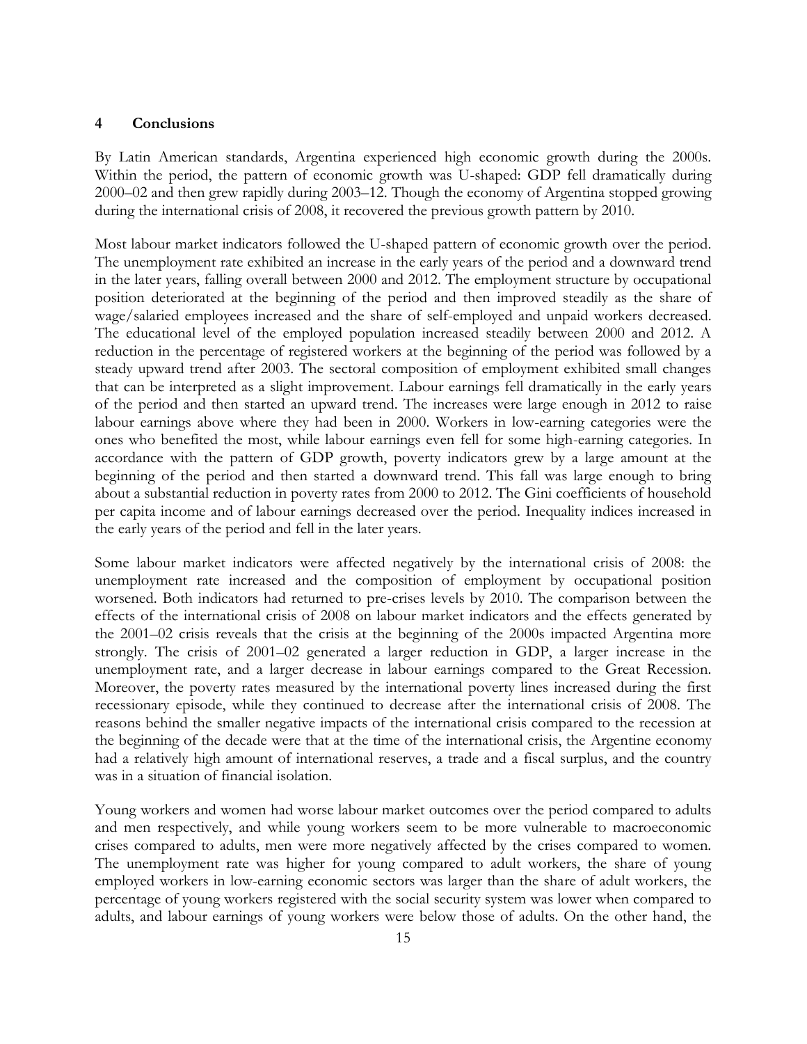## 4 Conclusions

By Latin American standards, Argentina experienced high economic growth during the 2000s. Within the period, the pattern of economic growth was U-shaped: GDP fell dramatically during 2000–02 and then grew rapidly during 2003–12. Though the economy of Argentina stopped growing during the international crisis of 2008, it recovered the previous growth pattern by 2010.

Most labour market indicators followed the U-shaped pattern of economic growth over the period. The unemployment rate exhibited an increase in the early years of the period and a downward trend in the later years, falling overall between 2000 and 2012. The employment structure by occupational position deteriorated at the beginning of the period and then improved steadily as the share of wage/salaried employees increased and the share of self-employed and unpaid workers decreased. The educational level of the employed population increased steadily between 2000 and 2012. A reduction in the percentage of registered workers at the beginning of the period was followed by a steady upward trend after 2003. The sectoral composition of employment exhibited small changes that can be interpreted as a slight improvement. Labour earnings fell dramatically in the early years of the period and then started an upward trend. The increases were large enough in 2012 to raise labour earnings above where they had been in 2000. Workers in low-earning categories were the ones who benefited the most, while labour earnings even fell for some high-earning categories. In accordance with the pattern of GDP growth, poverty indicators grew by a large amount at the beginning of the period and then started a downward trend. This fall was large enough to bring about a substantial reduction in poverty rates from 2000 to 2012. The Gini coefficients of household per capita income and of labour earnings decreased over the period. Inequality indices increased in the early years of the period and fell in the later years.

Some labour market indicators were affected negatively by the international crisis of 2008: the unemployment rate increased and the composition of employment by occupational position worsened. Both indicators had returned to pre-crises levels by 2010. The comparison between the effects of the international crisis of 2008 on labour market indicators and the effects generated by the 2001–02 crisis reveals that the crisis at the beginning of the 2000s impacted Argentina more strongly. The crisis of 2001–02 generated a larger reduction in GDP, a larger increase in the unemployment rate, and a larger decrease in labour earnings compared to the Great Recession. Moreover, the poverty rates measured by the international poverty lines increased during the first recessionary episode, while they continued to decrease after the international crisis of 2008. The reasons behind the smaller negative impacts of the international crisis compared to the recession at the beginning of the decade were that at the time of the international crisis, the Argentine economy had a relatively high amount of international reserves, a trade and a fiscal surplus, and the country was in a situation of financial isolation.

Young workers and women had worse labour market outcomes over the period compared to adults and men respectively, and while young workers seem to be more vulnerable to macroeconomic crises compared to adults, men were more negatively affected by the crises compared to women. The unemployment rate was higher for young compared to adult workers, the share of young employed workers in low-earning economic sectors was larger than the share of adult workers, the percentage of young workers registered with the social security system was lower when compared to adults, and labour earnings of young workers were below those of adults. On the other hand, the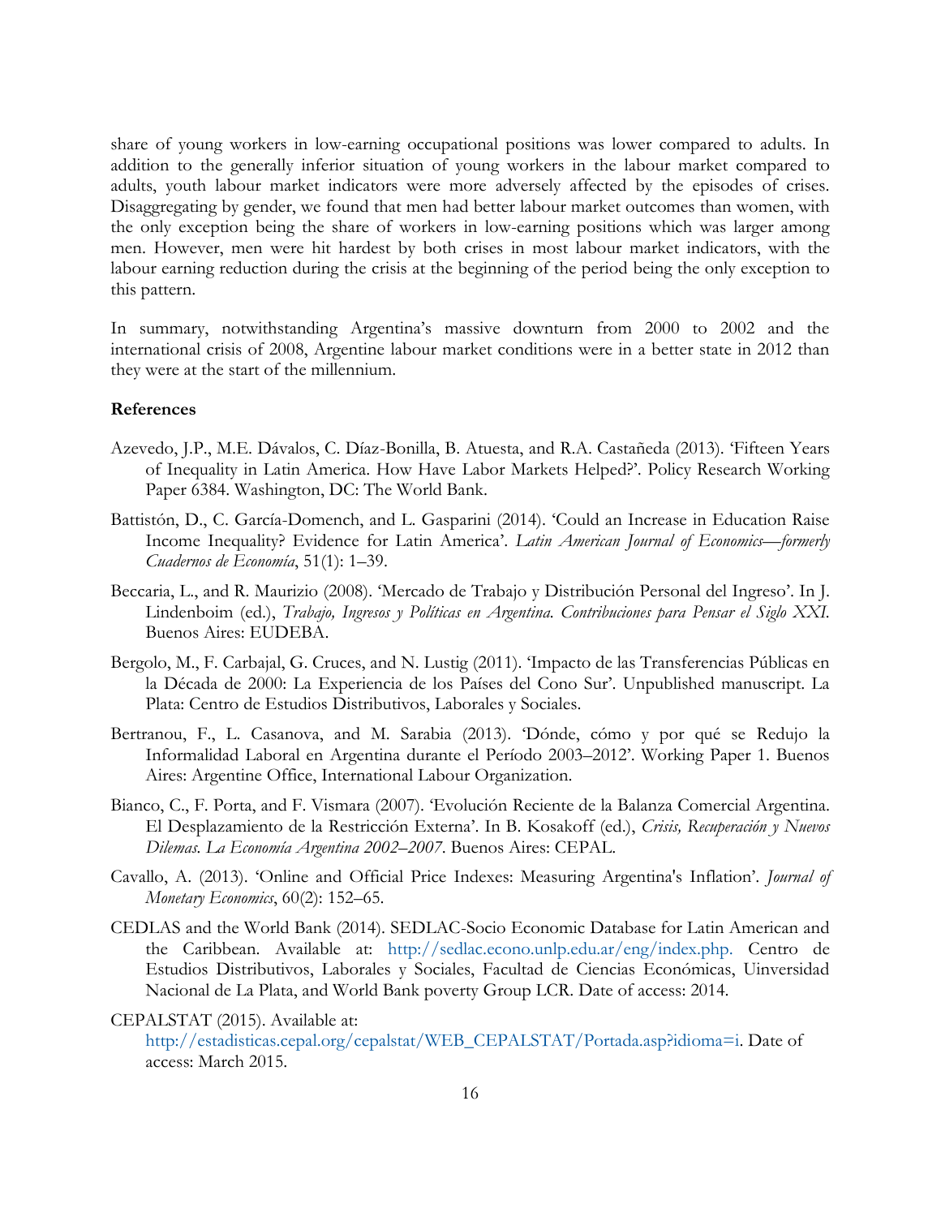share of young workers in low-earning occupational positions was lower compared to adults. In addition to the generally inferior situation of young workers in the labour market compared to adults, youth labour market indicators were more adversely affected by the episodes of crises. Disaggregating by gender, we found that men had better labour market outcomes than women, with the only exception being the share of workers in low-earning positions which was larger among men. However, men were hit hardest by both crises in most labour market indicators, with the labour earning reduction during the crisis at the beginning of the period being the only exception to this pattern.

In summary, notwithstanding Argentina's massive downturn from 2000 to 2002 and the international crisis of 2008, Argentine labour market conditions were in a better state in 2012 than they were at the start of the millennium.

**References**

Azevedo, J.P., M.E. Dávalos, C. Díaz-Bonilla, B. Atuesta, and R.A. Castañeda (2013). 'Fifteen Years of Inequality in Latin America. How Have Labor Markets Helped?'. Policy Research Working Paper 6384. Washington, DC: The World Bank.

Battistón, D., C. García-Domench, and L. Gasparini (2014). 'Could an Increase in Education Raise Income Inequality? Evidence for Latin America'. *Latin American Journal of Economics—formerly Cuadernos de Economía*, 51(1): 1–39.

Beccaria, L., and R. Maurizio (2008). 'Mercado de Trabajo y Distribución Personal del Ingreso'. In J. Lindenboim (ed.), *Trabajo, Ingresos y Políticas en Argentina. Contribuciones para Pensar el Siglo XXI.* Buenos Aires: EUDEBA.

Bergolo, M., F. Carbajal, G. Cruces, and N. Lustig (2011). 'Impacto de las Transferencias Públicas en la Década de 2000: La Experiencia de los Países del Cono Sur'. Unpublished manuscript. La Plata: Centro de Estudios Distributivos, Laborales y Sociales.

Bertranou, F., L. Casanova, and M. Sarabia (2013). 'Dónde, cómo y por qué se Redujo la Informalidad Laboral en Argentina durante el Período 2003–2012'. Working Paper 1. Buenos Aires: Argentine Office, International Labour Organization.

Bianco, C., F. Porta, and F. Vismara (2007). 'Evolución Reciente de la Balanza Comercial Argentina. El Desplazamiento de la Restricción Externa'. In B. Kosakoff (ed.), *Crisis, Recuperación y Nuevos Dilemas. La Economía Argentina 2002–2007*. Buenos Aires: CEPAL.

Cavallo, A. (2013). 'Online and Official Price Indexes: Measuring Argentina's Inflation'. *Journal of Monetary Economics*, 60(2): 152–65.

CEDLAS and the World Bank (2014). SEDLAC-Socio Economic Database for Latin American and the Caribbean. Available at: http://sedlac.econo.unlp.edu.ar/eng/index.php. Centro de Estudios Distributivos, Laborales y Sociales, Facultad de Ciencias Económicas, Uinversidad Nacional de La Plata, and World Bank poverty Group LCR. Date of access: 2014.

CEPALSTAT (2015). Available at: http://estadisticas.cepal.org/cepalstat/WEB_CEPALSTAT/Portada.asp?idioma=i. Date of access: March 2015.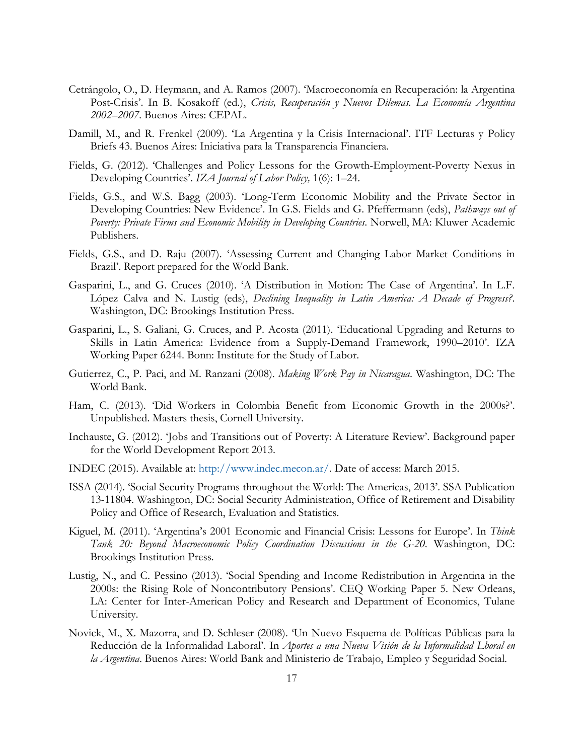Cetrángolo, O., D. Heymann, and A. Ramos (2007). 'Macroeconomía en Recuperación: la Argentina Post-Crisis'. In B. Kosakoff (ed.), *Crisis, Recuperación y Nuevos Dilemas. La Economía Argentina 2002–2007*. Buenos Aires: CEPAL.

Damill, M., and R. Frenkel (2009). 'La Argentina y la Crisis Internacional'. ITF Lecturas y Policy Briefs 43. Buenos Aires: Iniciativa para la Transparencia Financiera.

Fields, G. (2012). 'Challenges and Policy Lessons for the Growth-Employment-Poverty Nexus in Developing Countries'. *IZA Journal of Labor Policy,* 1(6): 1–24.

Fields, G.S., and W.S. Bagg (2003). 'Long-Term Economic Mobility and the Private Sector in Developing Countries: New Evidence'. In G.S. Fields and G. Pfeffermann (eds), *Pathways out of Poverty: Private Firms and Economic Mobility in Developing Countries*. Norwell, MA: Kluwer Academic Publishers.

Fields, G.S., and D. Raju (2007). 'Assessing Current and Changing Labor Market Conditions in Brazil'. Report prepared for the World Bank.

Gasparini, L., and G. Cruces (2010). 'A Distribution in Motion: The Case of Argentina'. In L.F. López Calva and N. Lustig (eds), *Declining Inequality in Latin America: A Decade of Progress?*. Washington, DC: Brookings Institution Press.

Gasparini, L., S. Galiani, G. Cruces, and P. Acosta (2011). 'Educational Upgrading and Returns to Skills in Latin America: Evidence from a Supply-Demand Framework, 1990–2010'. IZA Working Paper 6244. Bonn: Institute for the Study of Labor.

Gutierrez, C., P. Paci, and M. Ranzani (2008). *Making Work Pay in Nicaragua*. Washington, DC: The World Bank.

Ham, C. (2013). 'Did Workers in Colombia Benefit from Economic Growth in the 2000s?'. Unpublished. Masters thesis, Cornell University.

Inchauste, G. (2012). 'Jobs and Transitions out of Poverty: A Literature Review'. Background paper for the World Development Report 2013.

INDEC (2015). Available at: http://www.indec.mecon.ar/. Date of access: March 2015.

ISSA (2014). 'Social Security Programs throughout the World: The Americas, 2013'. SSA Publication 13-11804. Washington, DC: Social Security Administration, Office of Retirement and Disability Policy and Office of Research, Evaluation and Statistics.

Kiguel, M. (2011). 'Argentina's 2001 Economic and Financial Crisis: Lessons for Europe'. In *Think Tank 20: Beyond Macroeconomic Policy Coordination Discussions in the G-20*. Washington, DC: Brookings Institution Press.

Lustig, N., and C. Pessino (2013). 'Social Spending and Income Redistribution in Argentina in the 2000s: the Rising Role of Noncontributory Pensions'. CEQ Working Paper 5. New Orleans, LA: Center for Inter-American Policy and Research and Department of Economics, Tulane University.

Novick, M., X. Mazorra, and D. Schleser (2008). 'Un Nuevo Esquema de Políticas Públicas para la Reducción de la Informalidad Laboral'. In *Aportes a una Nueva Visión de la Informalidad Lboral en la Argentina*. Buenos Aires: World Bank and Ministerio de Trabajo, Empleo y Seguridad Social.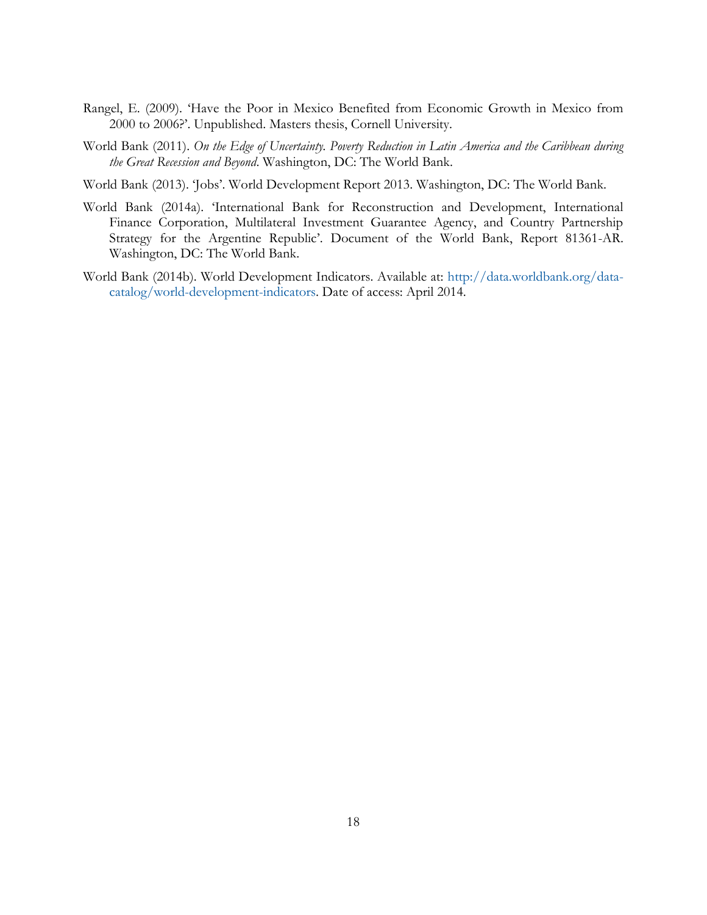Rangel, E. (2009). 'Have the Poor in Mexico Benefited from Economic Growth in Mexico from 2000 to 2006?'. Unpublished. Masters thesis, Cornell University.

World Bank (2011). *On the Edge of Uncertainty. Poverty Reduction in Latin America and the Caribbean during the Great Recession and Beyond*. Washington, DC: The World Bank.

World Bank (2013). 'Jobs'. World Development Report 2013. Washington, DC: The World Bank.

World Bank (2014a). 'International Bank for Reconstruction and Development, International Finance Corporation, Multilateral Investment Guarantee Agency, and Country Partnership Strategy for the Argentine Republic'. Document of the World Bank, Report 81361-AR. Washington, DC: The World Bank.

World Bank (2014b). World Development Indicators. Available at: http://data.worldbank.org/data-catalog/world-development-indicators. Date of access: April 2014.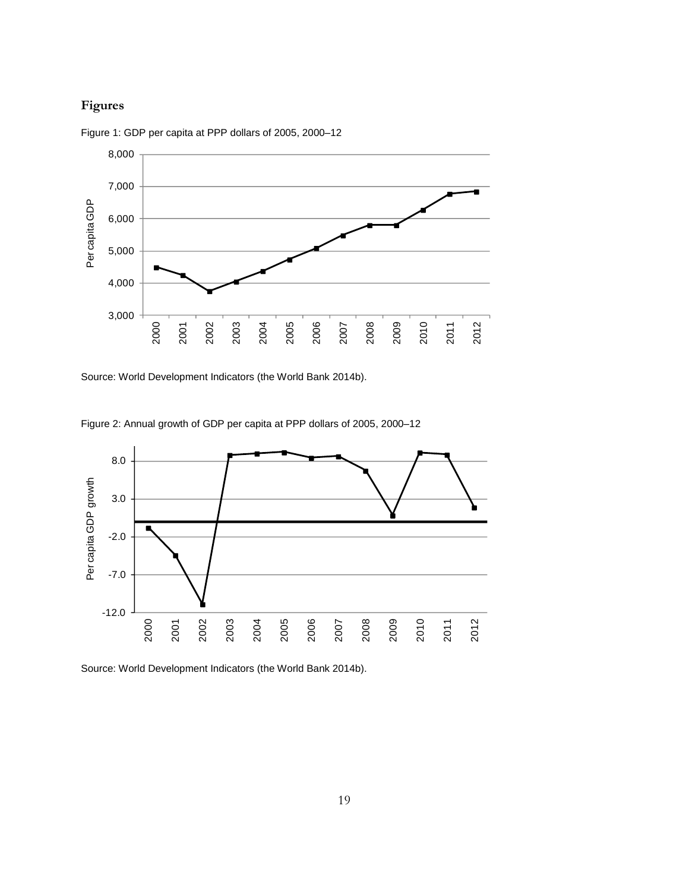## Figures

Figure 1: GDP per capita at PPP dollars of 2005, 2000–12

Source: World Development Indicators (the World Bank 2014b).

Figure 2: Annual growth of GDP per capita at PPP dollars of 2005, 2000–12

Source: World Development Indicators (the World Bank 2014b).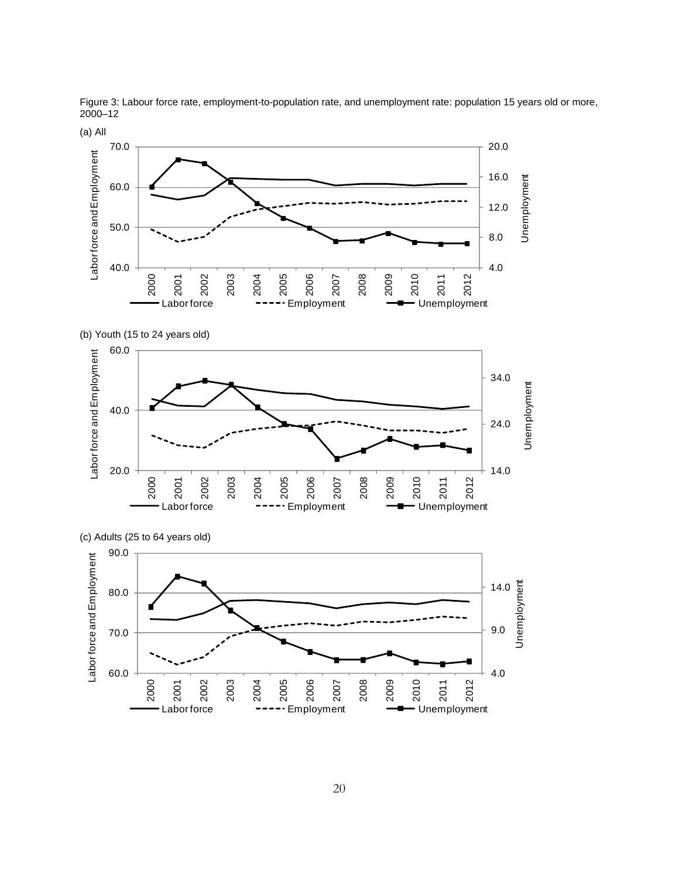Figure 3: Labour force rate, employment-to-population rate, and unemployment rate: population 15 years old or more, 2000–12

(a) All

(b) Youth (15 to 24 years old)

(c) Adults (25 to 64 years old)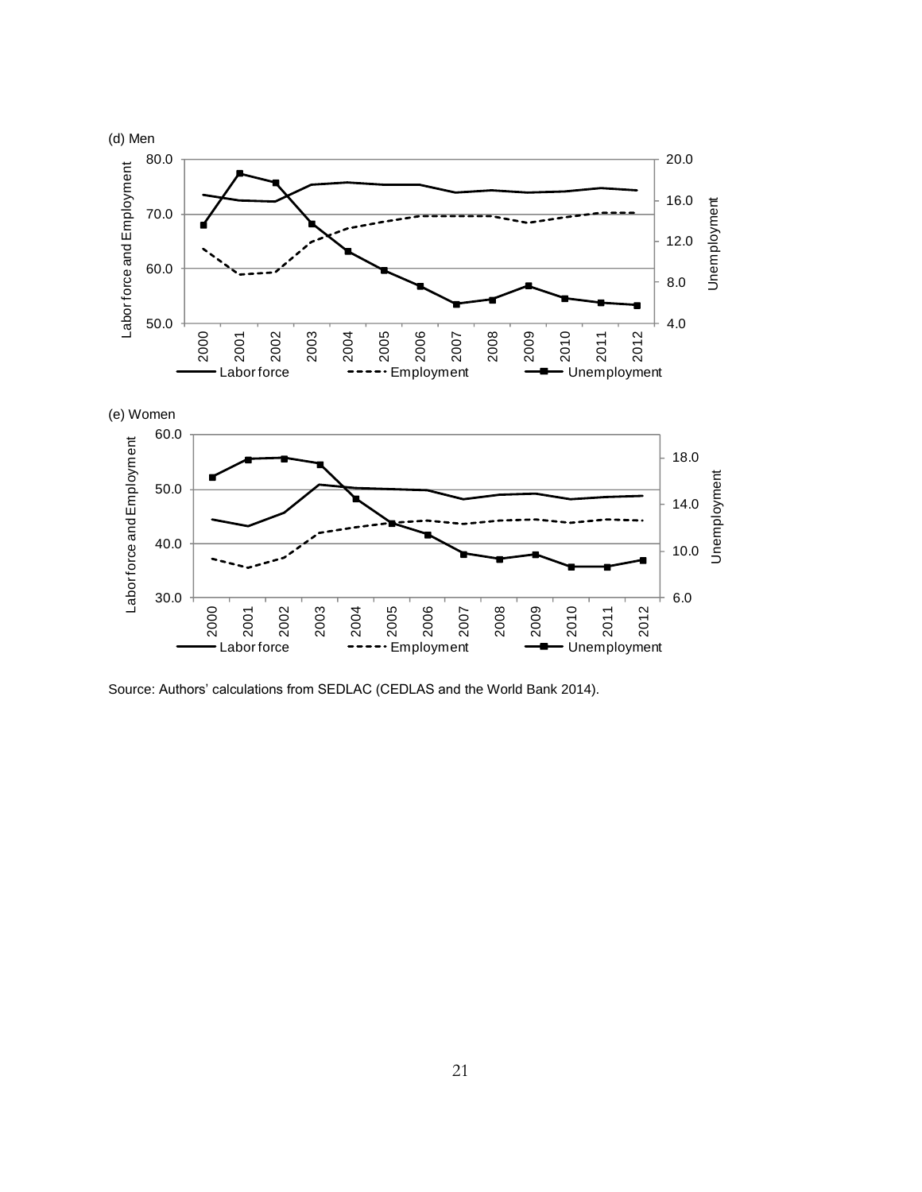(d) Men

(e) Women

Source: Authors' calculations from SEDLAC (CEDLAS and the World Bank 2014).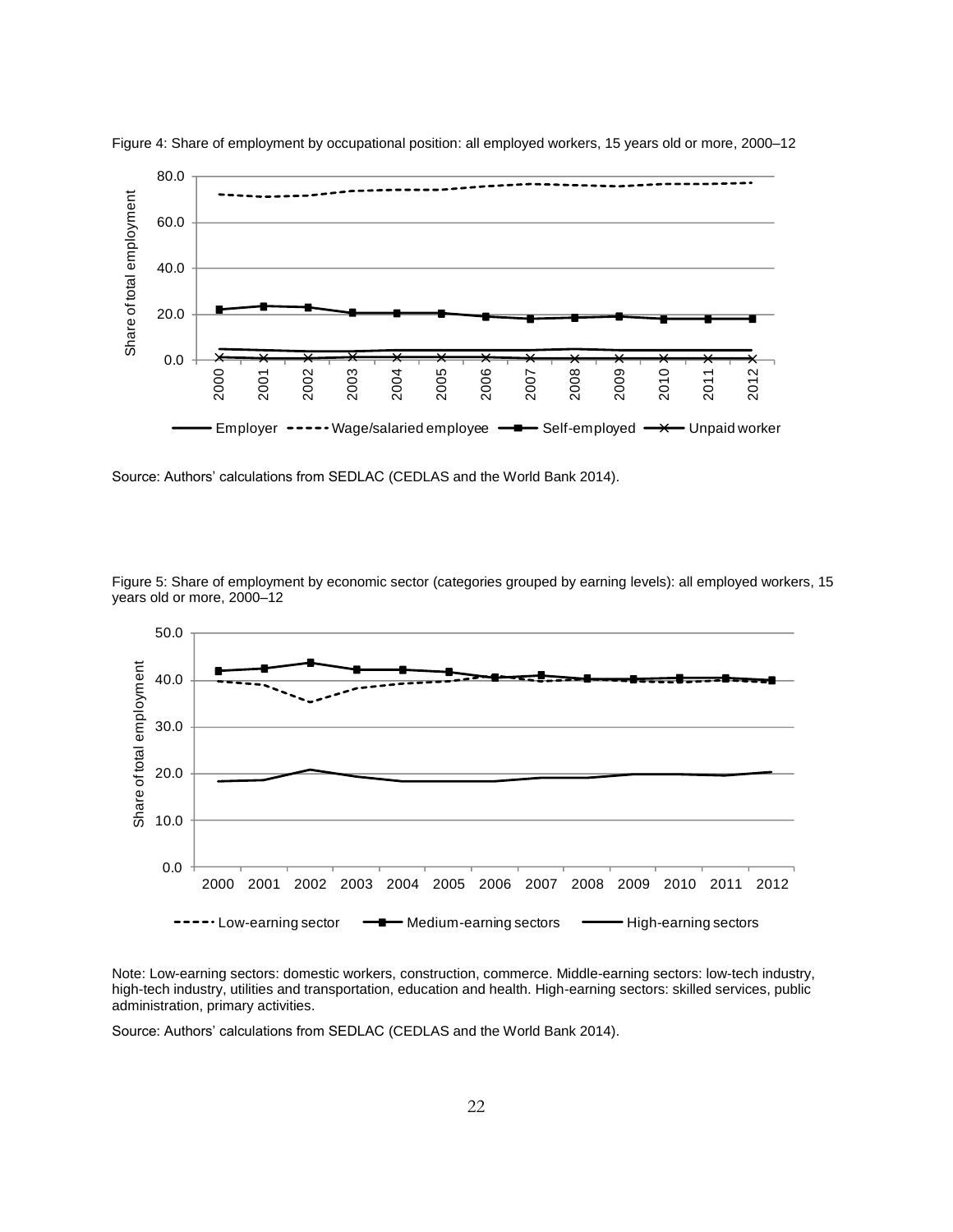Figure 4: Share of employment by occupational position: all employed workers, 15 years old or more, 2000–12

Source: Authors' calculations from SEDLAC (CEDLAS and the World Bank 2014).

Figure 5: Share of employment by economic sector (categories grouped by earning levels): all employed workers, 15 years old or more, 2000–12

Note: Low-earning sectors: domestic workers, construction, commerce. Middle-earning sectors: low-tech industry, high-tech industry, utilities and transportation, education and health. High-earning sectors: skilled services, public administration, primary activities.

Source: Authors' calculations from SEDLAC (CEDLAS and the World Bank 2014).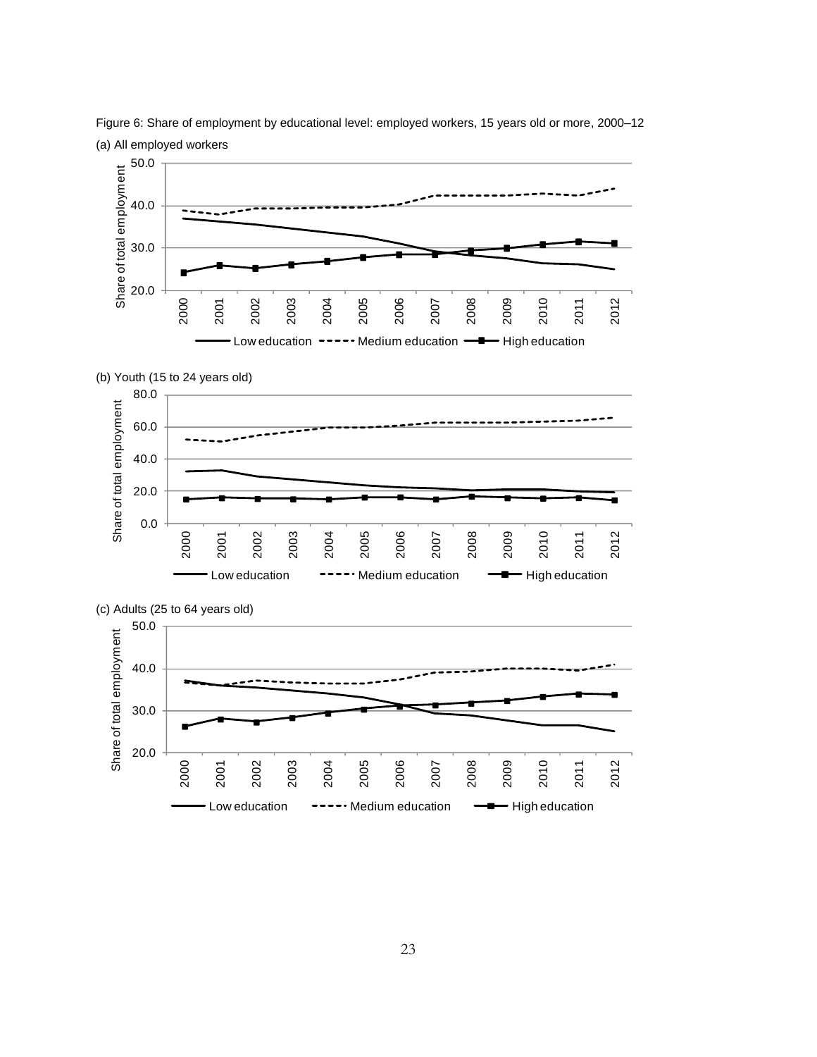Figure 6: Share of employment by educational level: employed workers, 15 years old or more, 2000–12

(a) All employed workers

(b) Youth (15 to 24 years old)

(c) Adults (25 to 64 years old)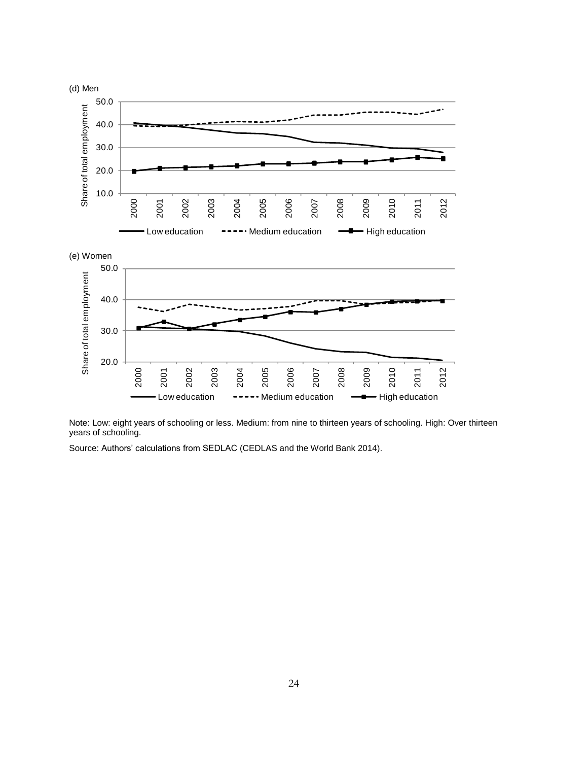(d) Men

(e) Women

Note: Low: eight years of schooling or less. Medium: from nine to thirteen years of schooling. High: Over thirteen years of schooling.

Source: Authors' calculations from SEDLAC (CEDLAS and the World Bank 2014).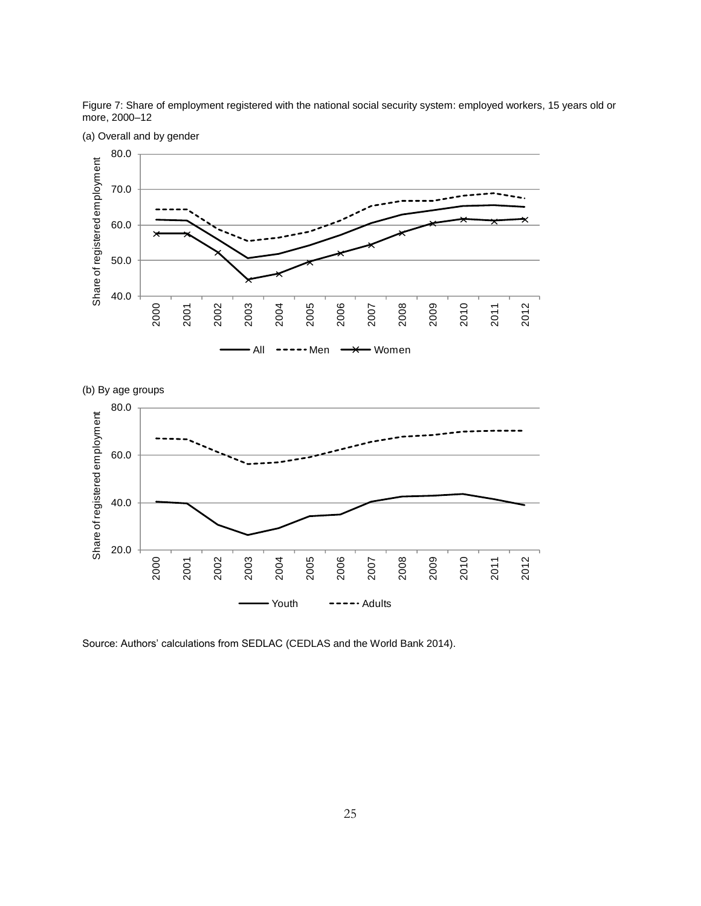Figure 7: Share of employment registered with the national social security system: employed workers, 15 years old or more, 2000–12

(a) Overall and by gender

(b) By age groups

Source: Authors' calculations from SEDLAC (CEDLAS and the World Bank 2014).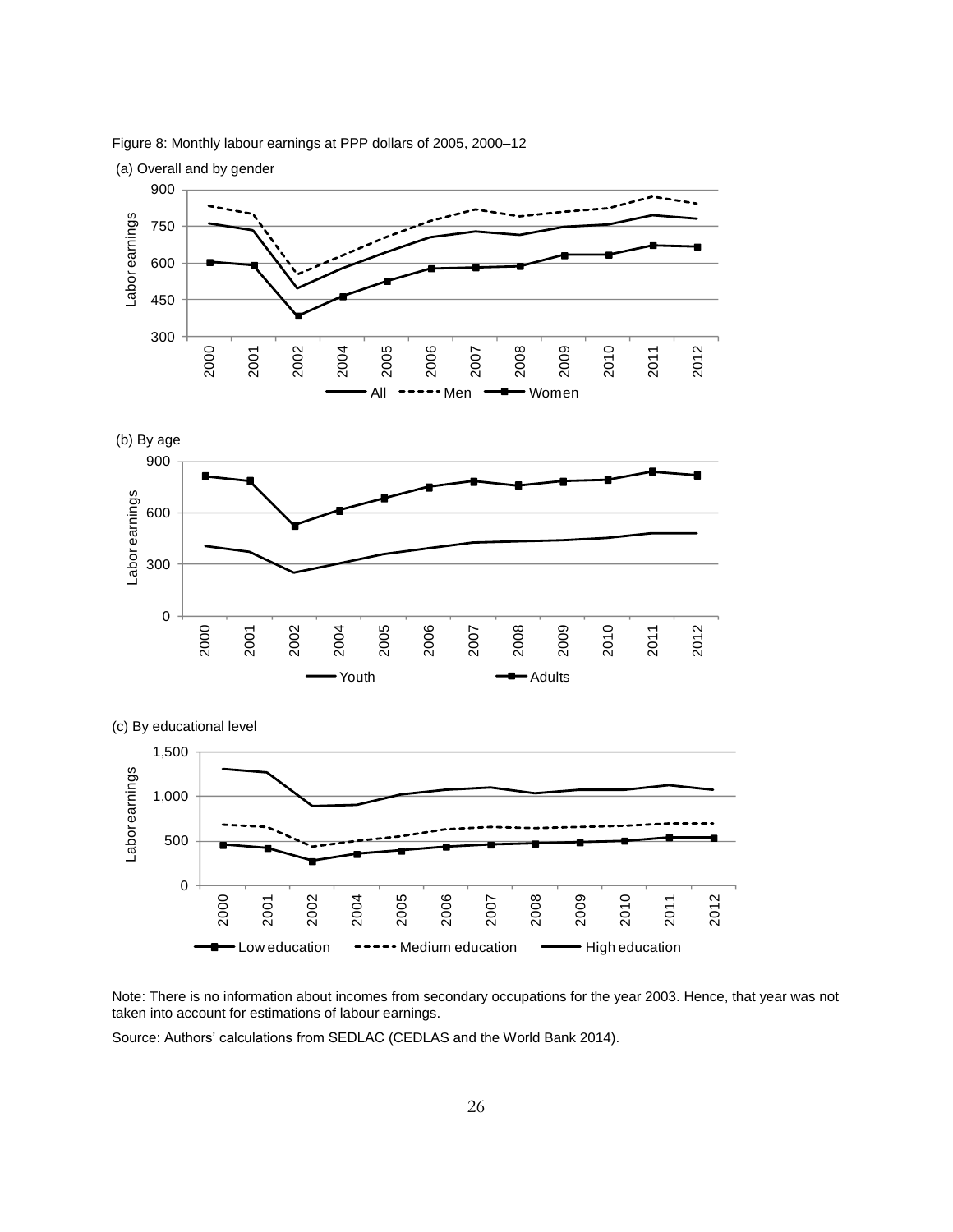Figure 8: Monthly labour earnings at PPP dollars of 2005, 2000–12

(a) Overall and by gender

(b) By age

(c) By educational level

Note: There is no information about incomes from secondary occupations for the year 2003. Hence, that year was not taken into account for estimations of labour earnings.

Source: Authors' calculations from SEDLAC (CEDLAS and the World Bank 2014).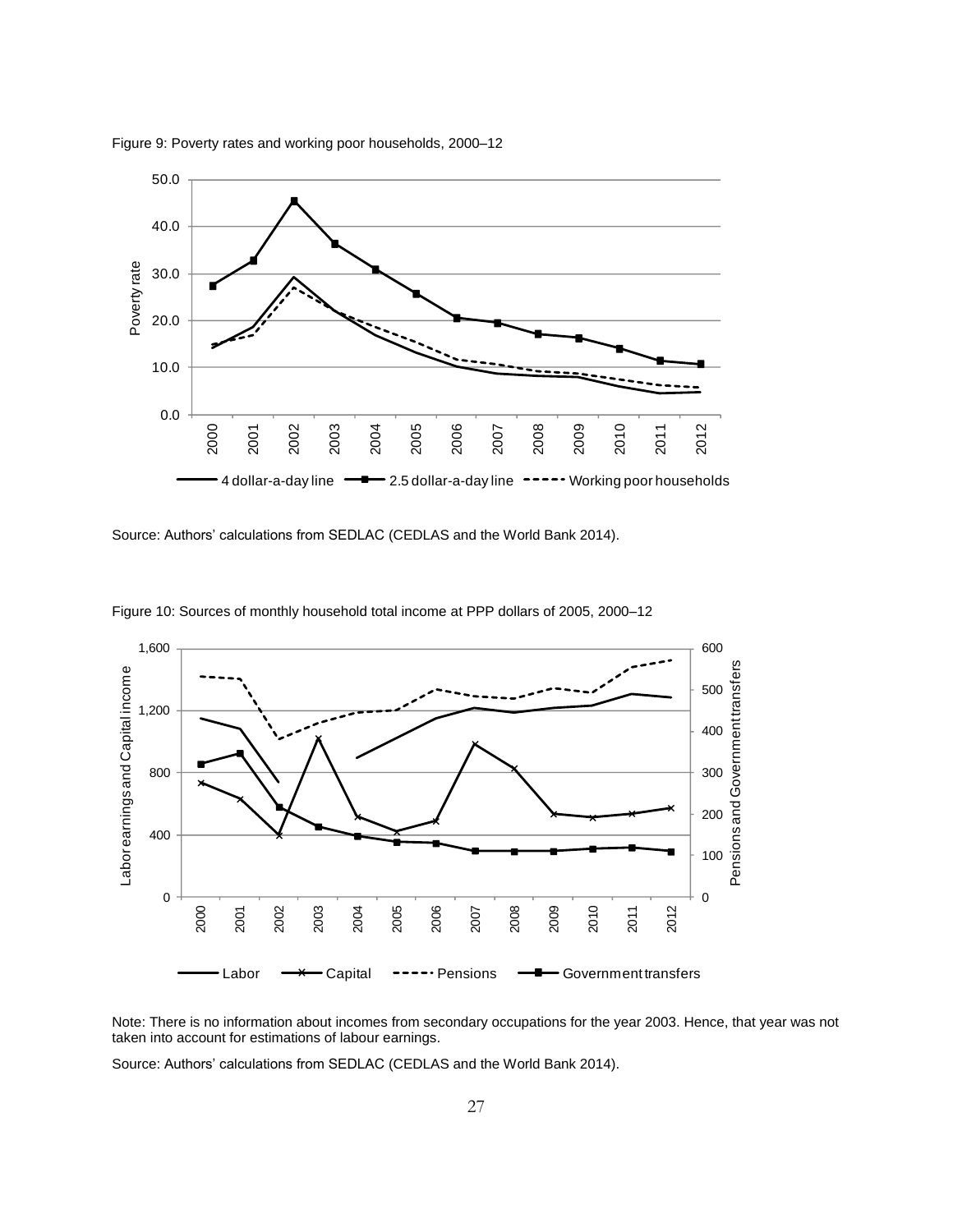Figure 9: Poverty rates and working poor households, 2000–12

Source: Authors' calculations from SEDLAC (CEDLAS and the World Bank 2014).

Figure 10: Sources of monthly household total income at PPP dollars of 2005, 2000–12

Note: There is no information about incomes from secondary occupations for the year 2003. Hence, that year was not taken into account for estimations of labour earnings.

Source: Authors' calculations from SEDLAC (CEDLAS and the World Bank 2014).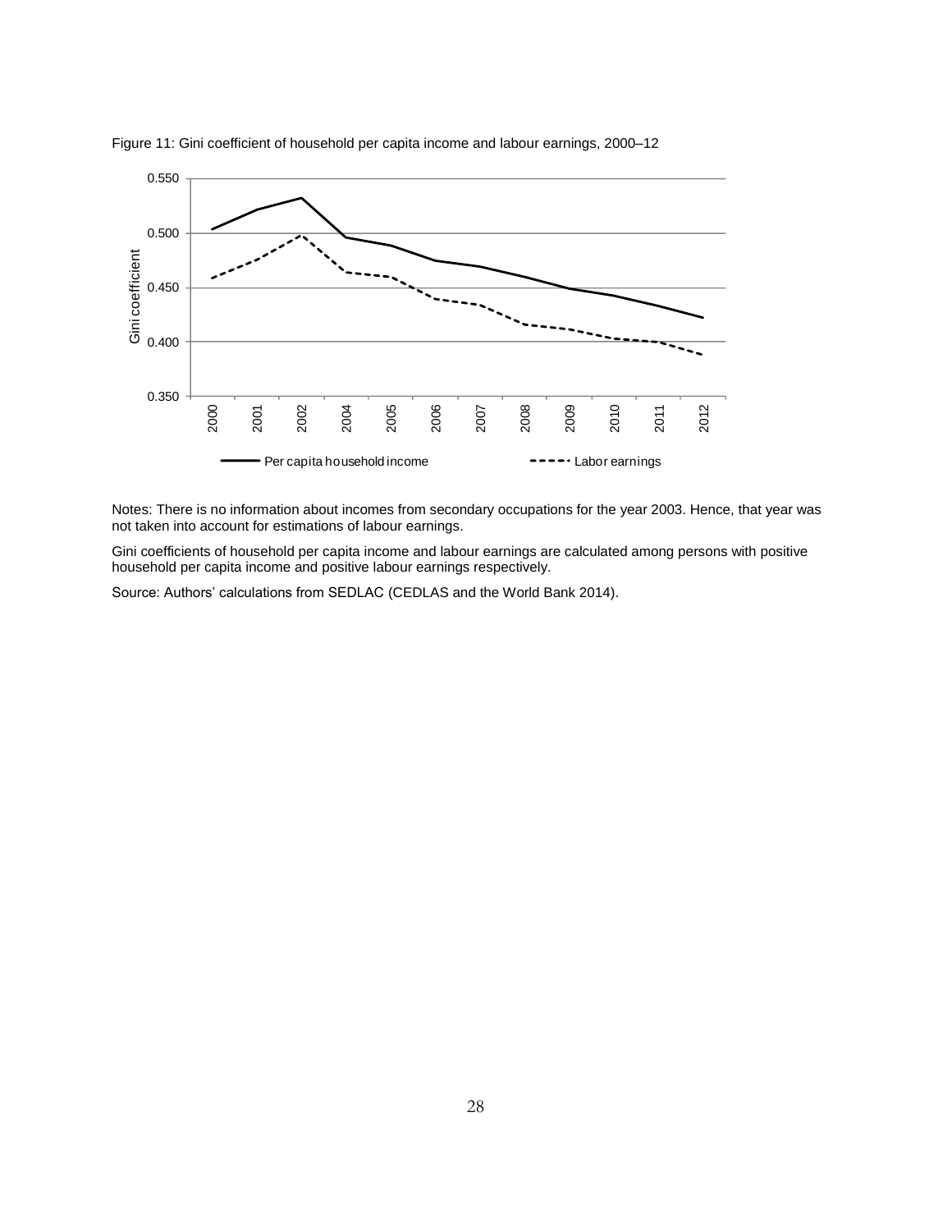Figure 11: Gini coefficient of household per capita income and labour earnings, 2000–12

Notes: There is no information about incomes from secondary occupations for the year 2003. Hence, that year was not taken into account for estimations of labour earnings.

Gini coefficients of household per capita income and labour earnings are calculated among persons with positive household per capita income and positive labour earnings respectively.

Source: Authors' calculations from SEDLAC (CEDLAS and the World Bank 2014).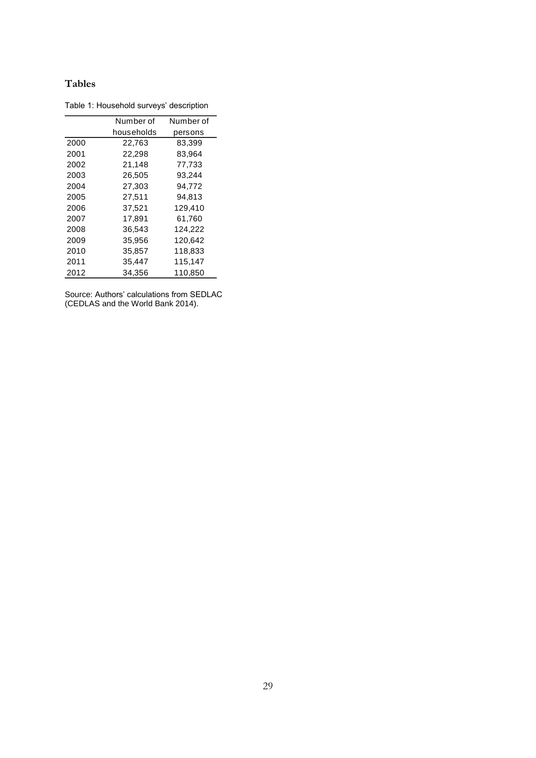# Tables

Table 1: Household surveys' description

| | Number of households | Number of persons |
|---|---|---|
| 2000 | 22,763 | 83,399 |
| 2001 | 22,298 | 83,964 |
| 2002 | 21,148 | 77,733 |
| 2003 | 26,505 | 93,244 |
| 2004 | 27,303 | 94,772 |
| 2005 | 27,511 | 94,813 |
| 2006 | 37,521 | 129,410 |
| 2007 | 17,891 | 61,760 |
| 2008 | 36,543 | 124,222 |
| 2009 | 35,956 | 120,642 |
| 2010 | 35,857 | 118,833 |
| 2011 | 35,447 | 115,147 |
| 2012 | 34,356 | 110,850 |

Source: Authors' calculations from SEDLAC (CEDLAS and the World Bank 2014).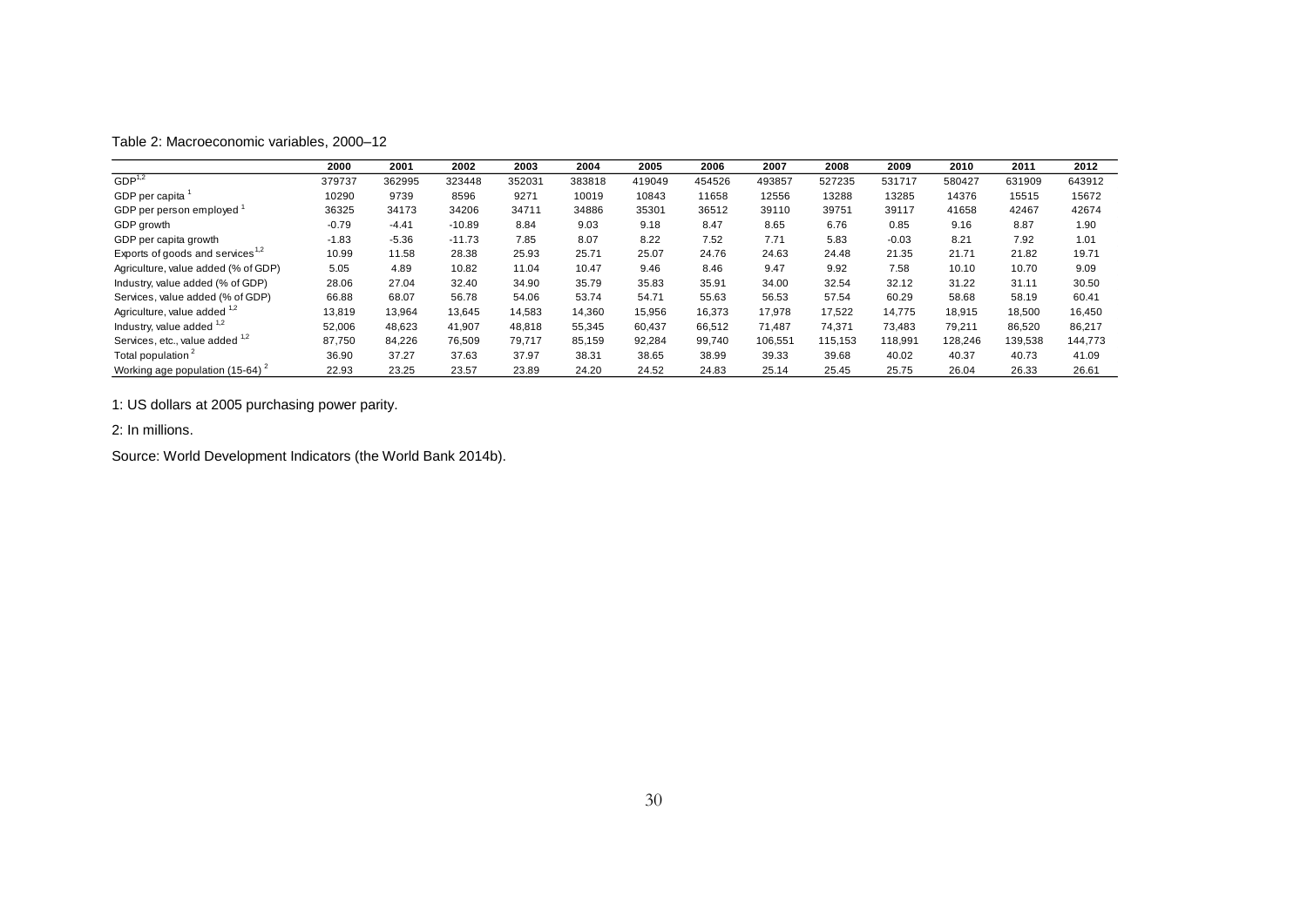Table 2: Macroeconomic variables, 2000–12

| | 2000 | 2001 | 2002 | 2003 | 2004 | 2005 | 2006 | 2007 | 2008 | 2009 | 2010 | 2011 | 2012 |
|---|---|---|---|---|---|---|---|---|---|---|---|---|---|
| GDP[1,2] | 379737 | 362995 | 323448 | 352031 | 383818 | 419049 | 454526 | 493857 | 527235 | 531717 | 580427 | 631909 | 643912 |
| GDP per capita [1] | 10290 | 9739 | 8596 | 9271 | 10019 | 10843 | 11658 | 12556 | 13288 | 13285 | 14376 | 15515 | 15672 |
| GDP per person employed [1] | 36325 | 34173 | 34206 | 34711 | 34886 | 35301 | 36512 | 39110 | 39751 | 39117 | 41658 | 42467 | 42674 |
| GDP growth | -0.79 | -4.41 | -10.89 | 8.84 | 9.03 | 9.18 | 8.47 | 8.65 | 6.76 | 0.85 | 9.16 | 8.87 | 1.90 |
| GDP per capita growth | -1.83 | -5.36 | -11.73 | 7.85 | 8.07 | 8.22 | 7.52 | 7.71 | 5.83 | -0.03 | 8.21 | 7.92 | 1.01 |
| Exports of goods and services [1,2] | 10.99 | 11.58 | 28.38 | 25.93 | 25.71 | 25.07 | 24.76 | 24.63 | 24.48 | 21.35 | 21.71 | 21.82 | 19.71 |
| Agriculture, value added (% of GDP) | 5.05 | 4.89 | 10.82 | 11.04 | 10.47 | 9.46 | 8.46 | 9.47 | 9.92 | 7.58 | 10.10 | 10.70 | 9.09 |
| Industry, value added (% of GDP) | 28.06 | 27.04 | 32.40 | 34.90 | 35.79 | 35.83 | 35.91 | 34.00 | 32.54 | 32.12 | 31.22 | 31.11 | 30.50 |
| Services, value added (% of GDP) | 66.88 | 68.07 | 56.78 | 54.06 | 53.74 | 54.71 | 55.63 | 56.53 | 57.54 | 60.29 | 58.68 | 58.19 | 60.41 |
| Agriculture, value added [1,2] | 13,819 | 13,964 | 13,645 | 14,583 | 14,360 | 15,956 | 16,373 | 17,978 | 17,522 | 14,775 | 18,915 | 18,500 | 16,450 |
| Industry, value added [1,2] | 52,006 | 48,623 | 41,907 | 48,818 | 55,345 | 60,437 | 66,512 | 71,487 | 74,371 | 73,483 | 79,211 | 86,520 | 86,217 |
| Services, etc., value added [1,2] | 87,750 | 84,226 | 76,509 | 79,717 | 85,159 | 92,284 | 99,740 | 106,551 | 115,153 | 118,991 | 128,246 | 139,538 | 144,773 |
| Total population [2] | 36.90 | 37.27 | 37.63 | 37.97 | 38.31 | 38.65 | 38.99 | 39.33 | 39.68 | 40.02 | 40.37 | 40.73 | 41.09 |
| Working age population (15-64) [2] | 22.93 | 23.25 | 23.57 | 23.89 | 24.20 | 24.52 | 24.83 | 25.14 | 25.45 | 25.75 | 26.04 | 26.33 | 26.61 |

1: US dollars at 2005 purchasing power parity.

2: In millions.

Source: World Development Indicators (the World Bank 2014b).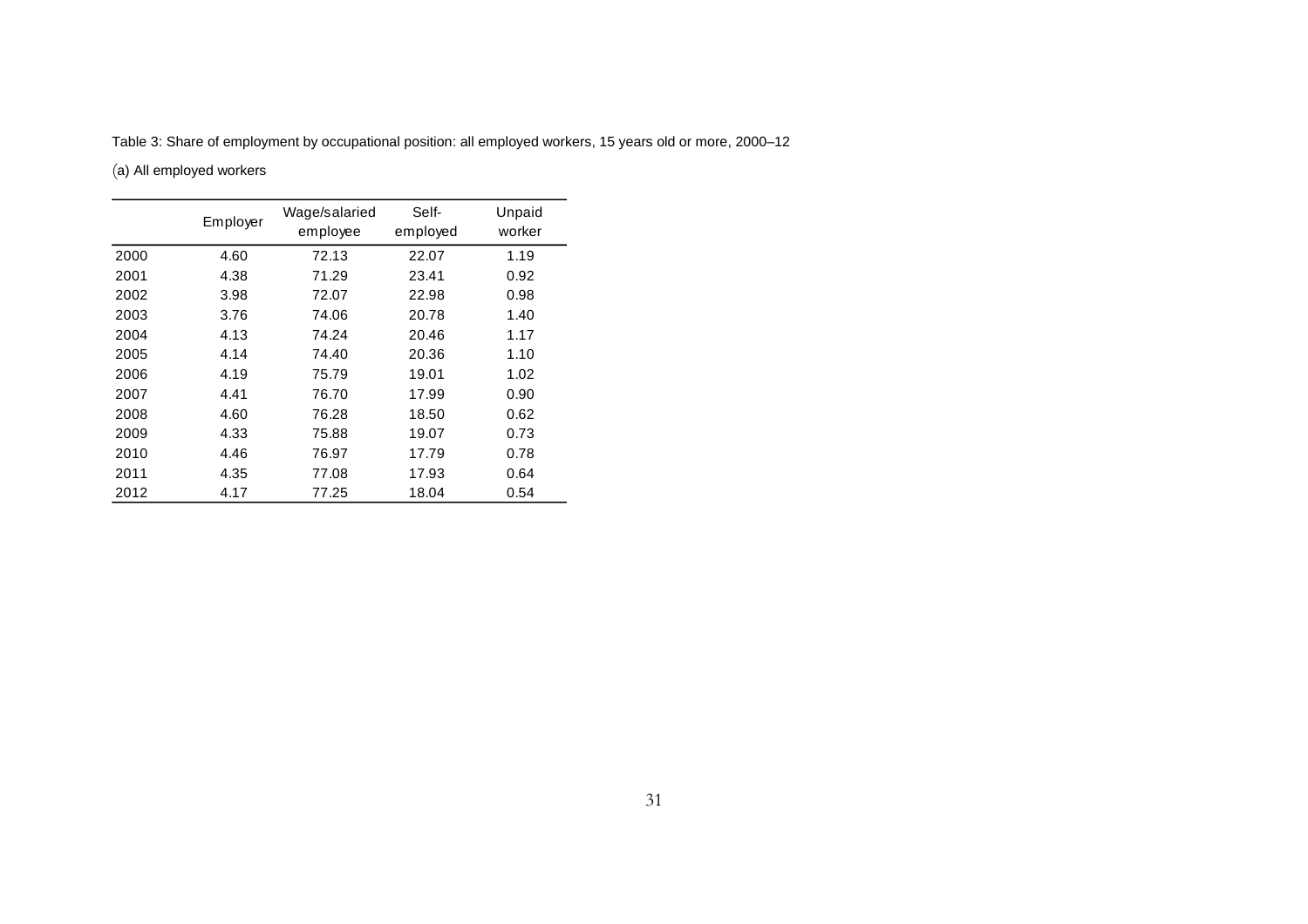Table 3: Share of employment by occupational position: all employed workers, 15 years old or more, 2000–12

(a) All employed workers

| | Employer | Wage/salaried employee | Self-employed | Unpaid worker |
|---|---|---|---|---|
| 2000 | 4.60 | 72.13 | 22.07 | 1.19 |
| 2001 | 4.38 | 71.29 | 23.41 | 0.92 |
| 2002 | 3.98 | 72.07 | 22.98 | 0.98 |
| 2003 | 3.76 | 74.06 | 20.78 | 1.40 |
| 2004 | 4.13 | 74.24 | 20.46 | 1.17 |
| 2005 | 4.14 | 74.40 | 20.36 | 1.10 |
| 2006 | 4.19 | 75.79 | 19.01 | 1.02 |
| 2007 | 4.41 | 76.70 | 17.99 | 0.90 |
| 2008 | 4.60 | 76.28 | 18.50 | 0.62 |
| 2009 | 4.33 | 75.88 | 19.07 | 0.73 |
| 2010 | 4.46 | 76.97 | 17.79 | 0.78 |
| 2011 | 4.35 | 77.08 | 17.93 | 0.64 |
| 2012 | 4.17 | 77.25 | 18.04 | 0.54 |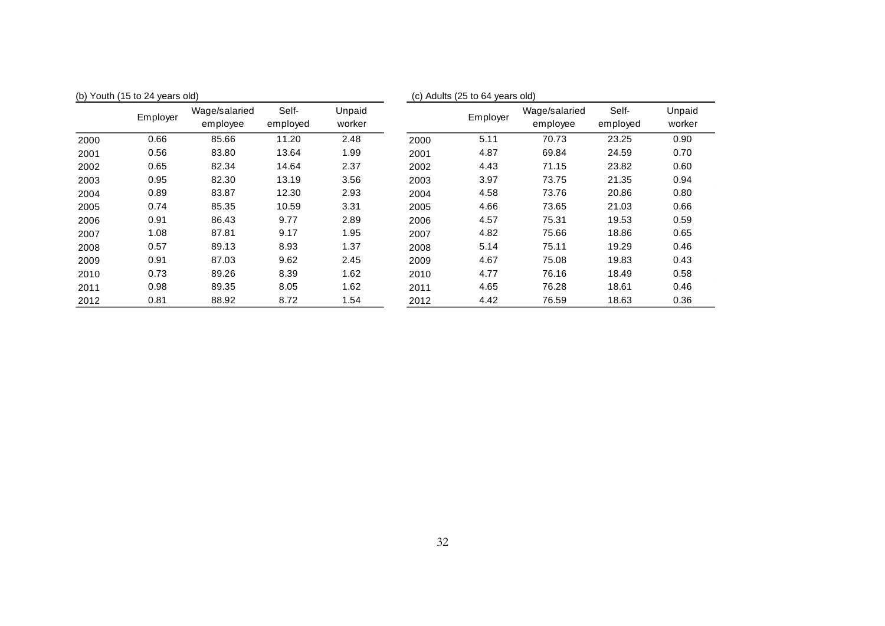(b) Youth (15 to 24 years old)

| | Employer | Wage/salaried employee | Self-employed | Unpaid worker |
|---|---|---|---|---|
| 2000 | 0.66 | 85.66 | 11.20 | 2.48 |
| 2001 | 0.56 | 83.80 | 13.64 | 1.99 |
| 2002 | 0.65 | 82.34 | 14.64 | 2.37 |
| 2003 | 0.95 | 82.30 | 13.19 | 3.56 |
| 2004 | 0.89 | 83.87 | 12.30 | 2.93 |
| 2005 | 0.74 | 85.35 | 10.59 | 3.31 |
| 2006 | 0.91 | 86.43 | 9.77 | 2.89 |
| 2007 | 1.08 | 87.81 | 9.17 | 1.95 |
| 2008 | 0.57 | 89.13 | 8.93 | 1.37 |
| 2009 | 0.91 | 87.03 | 9.62 | 2.45 |
| 2010 | 0.73 | 89.26 | 8.39 | 1.62 |
| 2011 | 0.98 | 89.35 | 8.05 | 1.62 |
| 2012 | 0.81 | 88.92 | 8.72 | 1.54 |

(c) Adults (25 to 64 years old)

| | Employer | Wage/salaried employee | Self-employed | Unpaid worker |
|---|---|---|---|---|
| 2000 | 5.11 | 70.73 | 23.25 | 0.90 |
| 2001 | 4.87 | 69.84 | 24.59 | 0.70 |
| 2002 | 4.43 | 71.15 | 23.82 | 0.60 |
| 2003 | 3.97 | 73.75 | 21.35 | 0.94 |
| 2004 | 4.58 | 73.76 | 20.86 | 0.80 |
| 2005 | 4.66 | 73.65 | 21.03 | 0.66 |
| 2006 | 4.57 | 75.31 | 19.53 | 0.59 |
| 2007 | 4.82 | 75.66 | 18.86 | 0.65 |
| 2008 | 5.14 | 75.11 | 19.29 | 0.46 |
| 2009 | 4.67 | 75.08 | 19.83 | 0.43 |
| 2010 | 4.77 | 76.16 | 18.49 | 0.58 |
| 2011 | 4.65 | 76.28 | 18.61 | 0.46 |
| 2012 | 4.42 | 76.59 | 18.63 | 0.36 |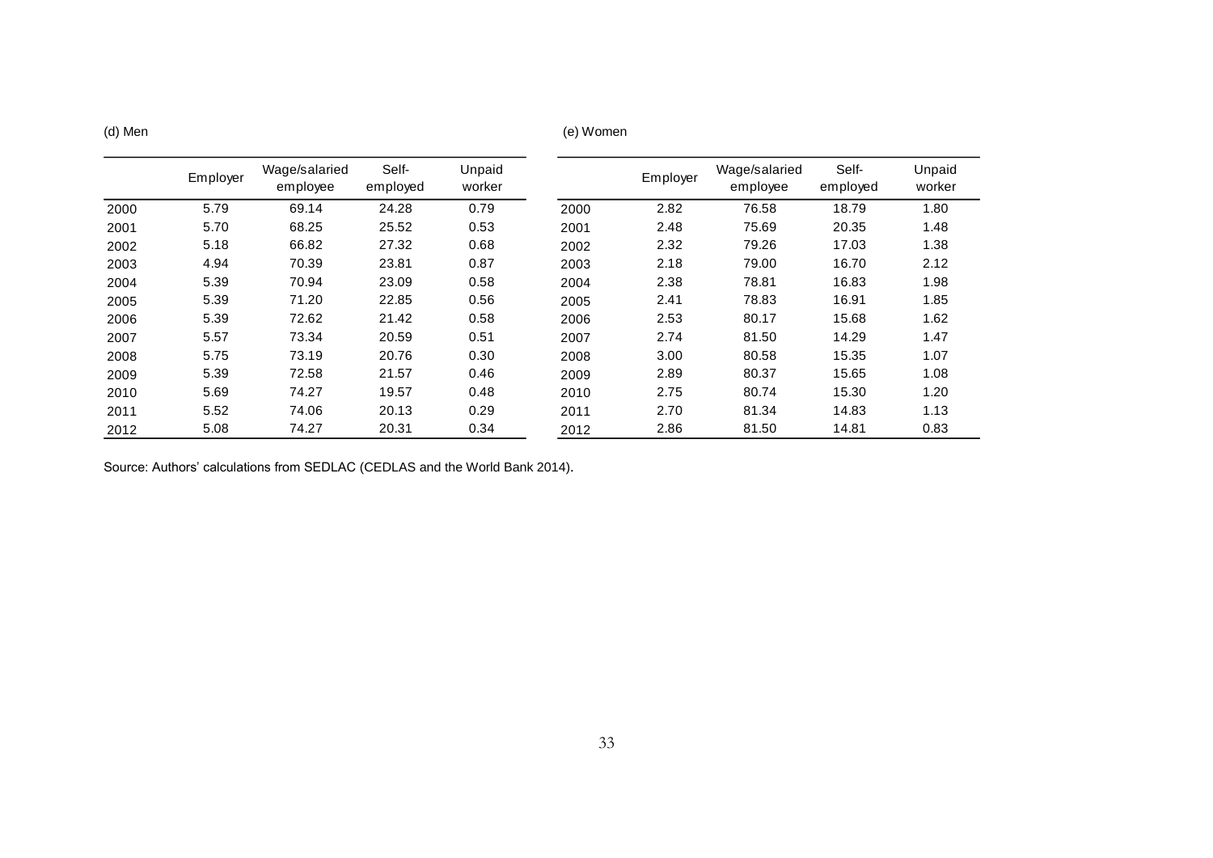(d) Men

| | Employer | Wage/salaried employee | Self-employed | Unpaid worker |
|---|---|---|---|---|
| 2000 | 5.79 | 69.14 | 24.28 | 0.79 |
| 2001 | 5.70 | 68.25 | 25.52 | 0.53 |
| 2002 | 5.18 | 66.82 | 27.32 | 0.68 |
| 2003 | 4.94 | 70.39 | 23.81 | 0.87 |
| 2004 | 5.39 | 70.94 | 23.09 | 0.58 |
| 2005 | 5.39 | 71.20 | 22.85 | 0.56 |
| 2006 | 5.39 | 72.62 | 21.42 | 0.58 |
| 2007 | 5.57 | 73.34 | 20.59 | 0.51 |
| 2008 | 5.75 | 73.19 | 20.76 | 0.30 |
| 2009 | 5.39 | 72.58 | 21.57 | 0.46 |
| 2010 | 5.69 | 74.27 | 19.57 | 0.48 |
| 2011 | 5.52 | 74.06 | 20.13 | 0.29 |
| 2012 | 5.08 | 74.27 | 20.31 | 0.34 |

(e) Women

| | Employer | Wage/salaried employee | Self-employed | Unpaid worker |
|---|---|---|---|---|
| 2000 | 2.82 | 76.58 | 18.79 | 1.80 |
| 2001 | 2.48 | 75.69 | 20.35 | 1.48 |
| 2002 | 2.32 | 79.26 | 17.03 | 1.38 |
| 2003 | 2.18 | 79.00 | 16.70 | 2.12 |
| 2004 | 2.38 | 78.81 | 16.83 | 1.98 |
| 2005 | 2.41 | 78.83 | 16.91 | 1.85 |
| 2006 | 2.53 | 80.17 | 15.68 | 1.62 |
| 2007 | 2.74 | 81.50 | 14.29 | 1.47 |
| 2008 | 3.00 | 80.58 | 15.35 | 1.07 |
| 2009 | 2.89 | 80.37 | 15.65 | 1.08 |
| 2010 | 2.75 | 80.74 | 15.30 | 1.20 |
| 2011 | 2.70 | 81.34 | 14.83 | 1.13 |
| 2012 | 2.86 | 81.50 | 14.81 | 0.83 |

Source: Authors' calculations from SEDLAC (CEDLAS and the World Bank 2014).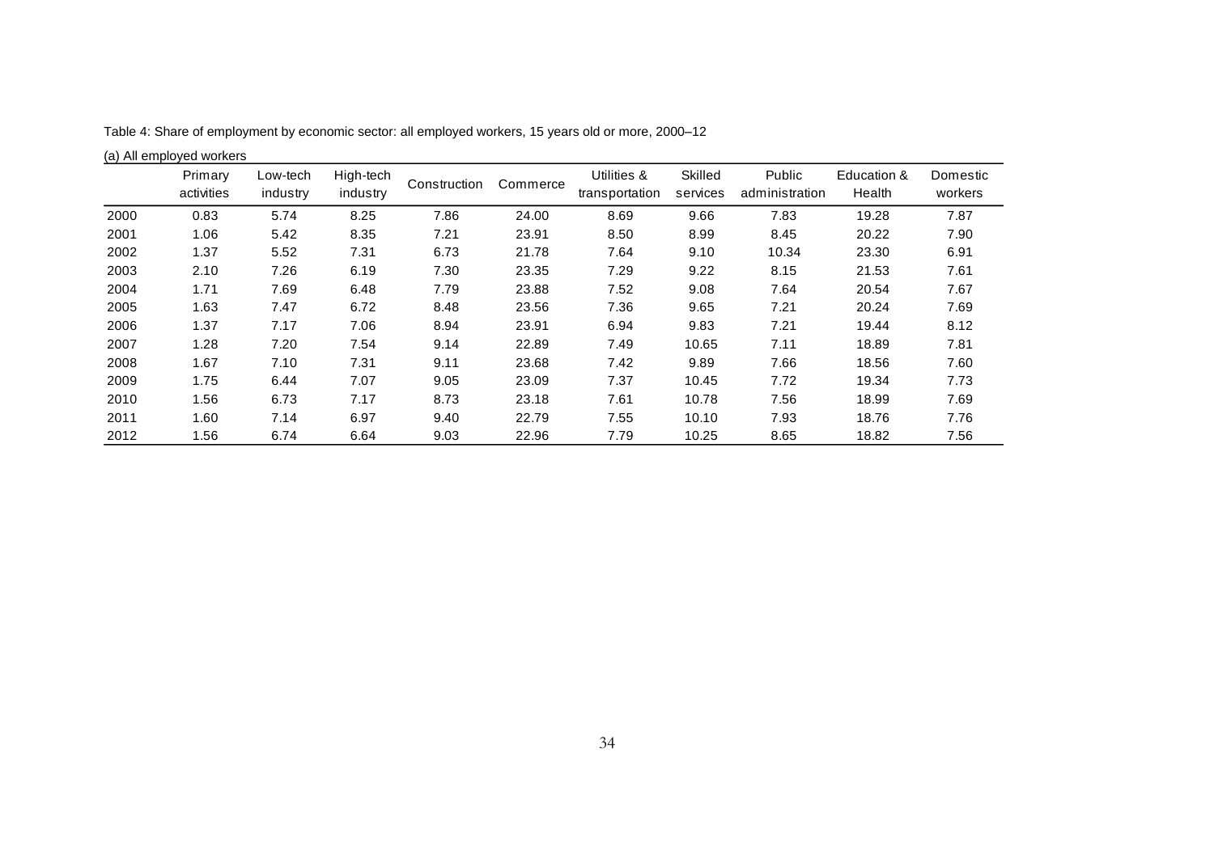Table 4: Share of employment by economic sector: all employed workers, 15 years old or more, 2000–12

(a) All employed workers

| | Primary activities | Low-tech industry | High-tech industry | Construction | Commerce | Utilities & transportation | Skilled services | Public administration | Education & Health | Domestic workers |
|---|---|---|---|---|---|---|---|---|---|---|
| 2000 | 0.83 | 5.74 | 8.25 | 7.86 | 24.00 | 8.69 | 9.66 | 7.83 | 19.28 | 7.87 |
| 2001 | 1.06 | 5.42 | 8.35 | 7.21 | 23.91 | 8.50 | 8.99 | 8.45 | 20.22 | 7.90 |
| 2002 | 1.37 | 5.52 | 7.31 | 6.73 | 21.78 | 7.64 | 9.10 | 10.34 | 23.30 | 6.91 |
| 2003 | 2.10 | 7.26 | 6.19 | 7.30 | 23.35 | 7.29 | 9.22 | 8.15 | 21.53 | 7.61 |
| 2004 | 1.71 | 7.69 | 6.48 | 7.79 | 23.88 | 7.52 | 9.08 | 7.64 | 20.54 | 7.67 |
| 2005 | 1.63 | 7.47 | 6.72 | 8.48 | 23.56 | 7.36 | 9.65 | 7.21 | 20.24 | 7.69 |
| 2006 | 1.37 | 7.17 | 7.06 | 8.94 | 23.91 | 6.94 | 9.83 | 7.21 | 19.44 | 8.12 |
| 2007 | 1.28 | 7.20 | 7.54 | 9.14 | 22.89 | 7.49 | 10.65 | 7.11 | 18.89 | 7.81 |
| 2008 | 1.67 | 7.10 | 7.31 | 9.11 | 23.68 | 7.42 | 9.89 | 7.66 | 18.56 | 7.60 |
| 2009 | 1.75 | 6.44 | 7.07 | 9.05 | 23.09 | 7.37 | 10.45 | 7.72 | 19.34 | 7.73 |
| 2010 | 1.56 | 6.73 | 7.17 | 8.73 | 23.18 | 7.61 | 10.78 | 7.56 | 18.99 | 7.69 |
| 2011 | 1.60 | 7.14 | 6.97 | 9.40 | 22.79 | 7.55 | 10.10 | 7.93 | 18.76 | 7.76 |
| 2012 | 1.56 | 6.74 | 6.64 | 9.03 | 22.96 | 7.79 | 10.25 | 8.65 | 18.82 | 7.56 |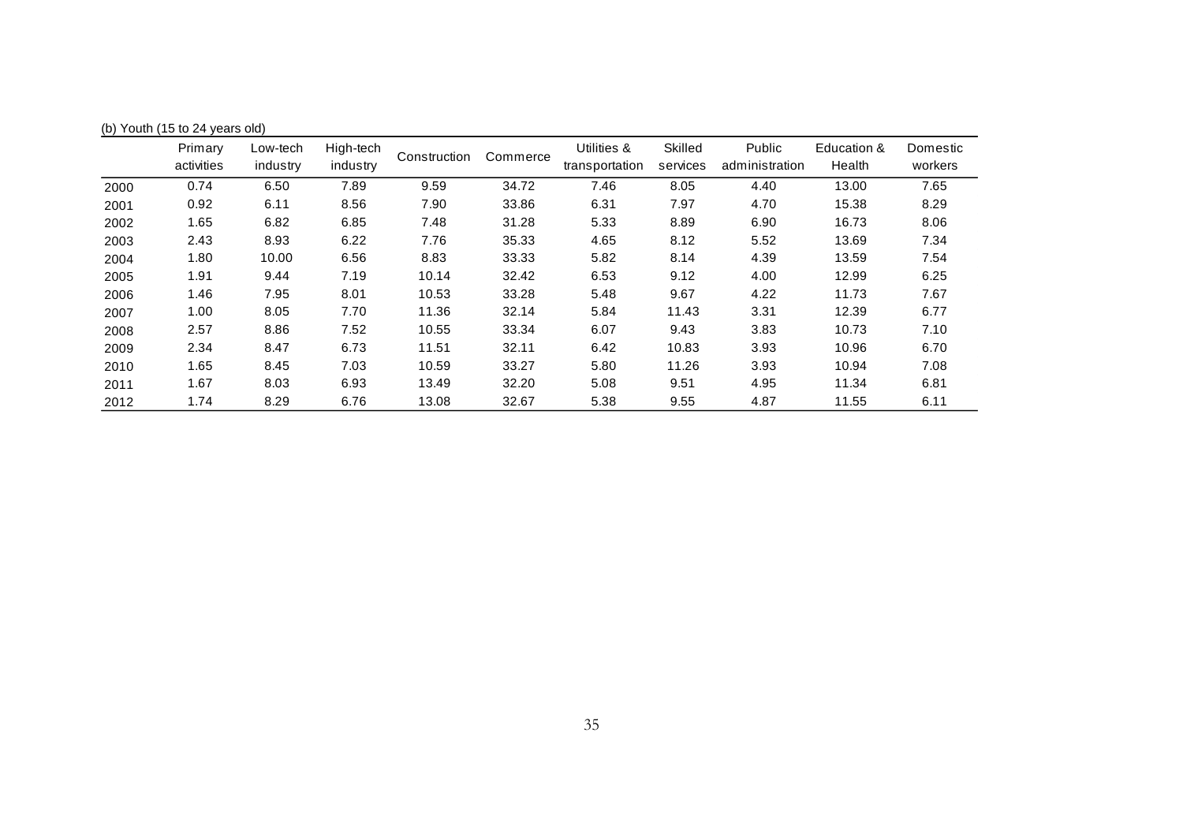(b) Youth (15 to 24 years old)

| | Primary activities | Low-tech industry | High-tech industry | Construction | Commerce | Utilities & transportation | Skilled services | Public administration | Education & Health | Domestic workers |
|---|---|---|---|---|---|---|---|---|---|---|
| 2000 | 0.74 | 6.50 | 7.89 | 9.59 | 34.72 | 7.46 | 8.05 | 4.40 | 13.00 | 7.65 |
| 2001 | 0.92 | 6.11 | 8.56 | 7.90 | 33.86 | 6.31 | 7.97 | 4.70 | 15.38 | 8.29 |
| 2002 | 1.65 | 6.82 | 6.85 | 7.48 | 31.28 | 5.33 | 8.89 | 6.90 | 16.73 | 8.06 |
| 2003 | 2.43 | 8.93 | 6.22 | 7.76 | 35.33 | 4.65 | 8.12 | 5.52 | 13.69 | 7.34 |
| 2004 | 1.80 | 10.00 | 6.56 | 8.83 | 33.33 | 5.82 | 8.14 | 4.39 | 13.59 | 7.54 |
| 2005 | 1.91 | 9.44 | 7.19 | 10.14 | 32.42 | 6.53 | 9.12 | 4.00 | 12.99 | 6.25 |
| 2006 | 1.46 | 7.95 | 8.01 | 10.53 | 33.28 | 5.48 | 9.67 | 4.22 | 11.73 | 7.67 |
| 2007 | 1.00 | 8.05 | 7.70 | 11.36 | 32.14 | 5.84 | 11.43 | 3.31 | 12.39 | 6.77 |
| 2008 | 2.57 | 8.86 | 7.52 | 10.55 | 33.34 | 6.07 | 9.43 | 3.83 | 10.73 | 7.10 |
| 2009 | 2.34 | 8.47 | 6.73 | 11.51 | 32.11 | 6.42 | 10.83 | 3.93 | 10.96 | 6.70 |
| 2010 | 1.65 | 8.45 | 7.03 | 10.59 | 33.27 | 5.80 | 11.26 | 3.93 | 10.94 | 7.08 |
| 2011 | 1.67 | 8.03 | 6.93 | 13.49 | 32.20 | 5.08 | 9.51 | 4.95 | 11.34 | 6.81 |
| 2012 | 1.74 | 8.29 | 6.76 | 13.08 | 32.67 | 5.38 | 9.55 | 4.87 | 11.55 | 6.11 |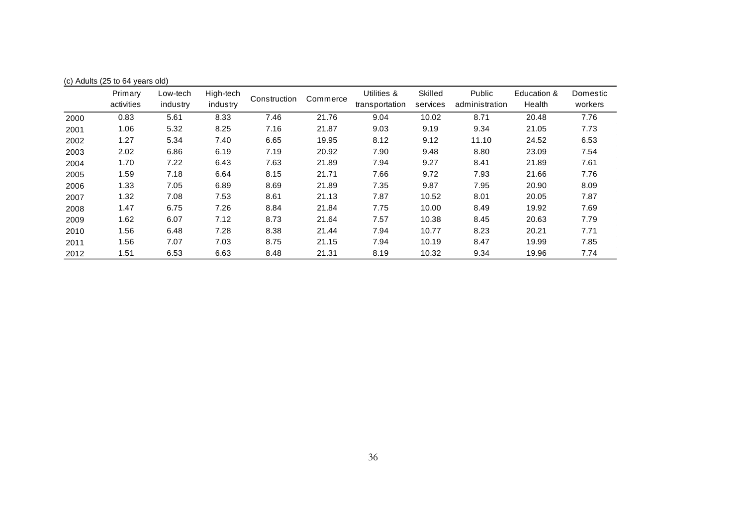(c) Adults (25 to 64 years old)

| | Primary activities | Low-tech industry | High-tech industry | Construction | Commerce | Utilities & transportation | Skilled services | Public administration | Education & Health | Domestic workers |
|---|---|---|---|---|---|---|---|---|---|---|
| 2000 | 0.83 | 5.61 | 8.33 | 7.46 | 21.76 | 9.04 | 10.02 | 8.71 | 20.48 | 7.76 |
| 2001 | 1.06 | 5.32 | 8.25 | 7.16 | 21.87 | 9.03 | 9.19 | 9.34 | 21.05 | 7.73 |
| 2002 | 1.27 | 5.34 | 7.40 | 6.65 | 19.95 | 8.12 | 9.12 | 11.10 | 24.52 | 6.53 |
| 2003 | 2.02 | 6.86 | 6.19 | 7.19 | 20.92 | 7.90 | 9.48 | 8.80 | 23.09 | 7.54 |
| 2004 | 1.70 | 7.22 | 6.43 | 7.63 | 21.89 | 7.94 | 9.27 | 8.41 | 21.89 | 7.61 |
| 2005 | 1.59 | 7.18 | 6.64 | 8.15 | 21.71 | 7.66 | 9.72 | 7.93 | 21.66 | 7.76 |
| 2006 | 1.33 | 7.05 | 6.89 | 8.69 | 21.89 | 7.35 | 9.87 | 7.95 | 20.90 | 8.09 |
| 2007 | 1.32 | 7.08 | 7.53 | 8.61 | 21.13 | 7.87 | 10.52 | 8.01 | 20.05 | 7.87 |
| 2008 | 1.47 | 6.75 | 7.26 | 8.84 | 21.84 | 7.75 | 10.00 | 8.49 | 19.92 | 7.69 |
| 2009 | 1.62 | 6.07 | 7.12 | 8.73 | 21.64 | 7.57 | 10.38 | 8.45 | 20.63 | 7.79 |
| 2010 | 1.56 | 6.48 | 7.28 | 8.38 | 21.44 | 7.94 | 10.77 | 8.23 | 20.21 | 7.71 |
| 2011 | 1.56 | 7.07 | 7.03 | 8.75 | 21.15 | 7.94 | 10.19 | 8.47 | 19.99 | 7.85 |
| 2012 | 1.51 | 6.53 | 6.63 | 8.48 | 21.31 | 8.19 | 10.32 | 9.34 | 19.96 | 7.74 |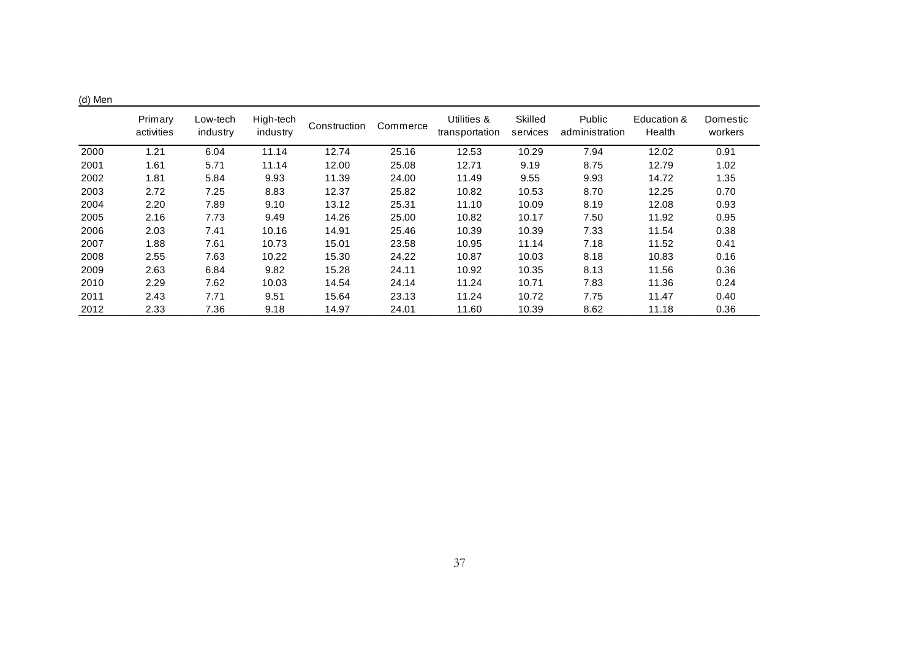(d) Men

| | Primary activities | Low-tech industry | High-tech industry | Construction | Commerce | Utilities & transportation | Skilled services | Public administration | Education & Health | Domestic workers |
|---|---|---|---|---|---|---|---|---|---|---|
| 2000 | 1.21 | 6.04 | 11.14 | 12.74 | 25.16 | 12.53 | 10.29 | 7.94 | 12.02 | 0.91 |
| 2001 | 1.61 | 5.71 | 11.14 | 12.00 | 25.08 | 12.71 | 9.19 | 8.75 | 12.79 | 1.02 |
| 2002 | 1.81 | 5.84 | 9.93 | 11.39 | 24.00 | 11.49 | 9.55 | 9.93 | 14.72 | 1.35 |
| 2003 | 2.72 | 7.25 | 8.83 | 12.37 | 25.82 | 10.82 | 10.53 | 8.70 | 12.25 | 0.70 |
| 2004 | 2.20 | 7.89 | 9.10 | 13.12 | 25.31 | 11.10 | 10.09 | 8.19 | 12.08 | 0.93 |
| 2005 | 2.16 | 7.73 | 9.49 | 14.26 | 25.00 | 10.82 | 10.17 | 7.50 | 11.92 | 0.95 |
| 2006 | 2.03 | 7.41 | 10.16 | 14.91 | 25.46 | 10.39 | 10.39 | 7.33 | 11.54 | 0.38 |
| 2007 | 1.88 | 7.61 | 10.73 | 15.01 | 23.58 | 10.95 | 11.14 | 7.18 | 11.52 | 0.41 |
| 2008 | 2.55 | 7.63 | 10.22 | 15.30 | 24.22 | 10.87 | 10.03 | 8.18 | 10.83 | 0.16 |
| 2009 | 2.63 | 6.84 | 9.82 | 15.28 | 24.11 | 10.92 | 10.35 | 8.13 | 11.56 | 0.36 |
| 2010 | 2.29 | 7.62 | 10.03 | 14.54 | 24.14 | 11.24 | 10.71 | 7.83 | 11.36 | 0.24 |
| 2011 | 2.43 | 7.71 | 9.51 | 15.64 | 23.13 | 11.24 | 10.72 | 7.75 | 11.47 | 0.40 |
| 2012 | 2.33 | 7.36 | 9.18 | 14.97 | 24.01 | 11.60 | 10.39 | 8.62 | 11.18 | 0.36 |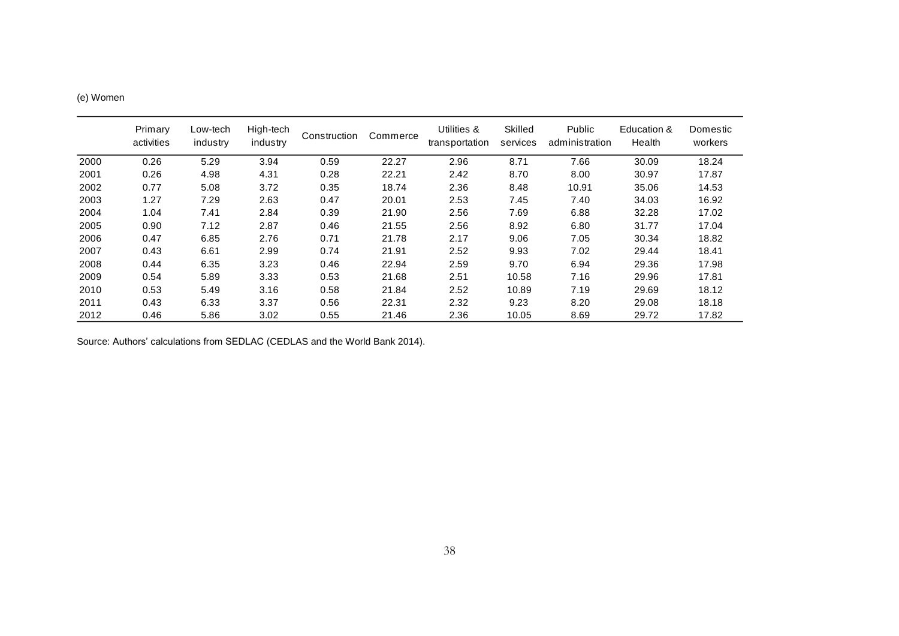(e) Women

| | Primary activities | Low-tech industry | High-tech industry | Construction | Commerce | Utilities & transportation | Skilled services | Public administration | Education & Health | Domestic workers |
|---|---|---|---|---|---|---|---|---|---|---|
| 2000 | 0.26 | 5.29 | 3.94 | 0.59 | 22.27 | 2.96 | 8.71 | 7.66 | 30.09 | 18.24 |
| 2001 | 0.26 | 4.98 | 4.31 | 0.28 | 22.21 | 2.42 | 8.70 | 8.00 | 30.97 | 17.87 |
| 2002 | 0.77 | 5.08 | 3.72 | 0.35 | 18.74 | 2.36 | 8.48 | 10.91 | 35.06 | 14.53 |
| 2003 | 1.27 | 7.29 | 2.63 | 0.47 | 20.01 | 2.53 | 7.45 | 7.40 | 34.03 | 16.92 |
| 2004 | 1.04 | 7.41 | 2.84 | 0.39 | 21.90 | 2.56 | 7.69 | 6.88 | 32.28 | 17.02 |
| 2005 | 0.90 | 7.12 | 2.87 | 0.46 | 21.55 | 2.56 | 8.92 | 6.80 | 31.77 | 17.04 |
| 2006 | 0.47 | 6.85 | 2.76 | 0.71 | 21.78 | 2.17 | 9.06 | 7.05 | 30.34 | 18.82 |
| 2007 | 0.43 | 6.61 | 2.99 | 0.74 | 21.91 | 2.52 | 9.93 | 7.02 | 29.44 | 18.41 |
| 2008 | 0.44 | 6.35 | 3.23 | 0.46 | 22.94 | 2.59 | 9.70 | 6.94 | 29.36 | 17.98 |
| 2009 | 0.54 | 5.89 | 3.33 | 0.53 | 21.68 | 2.51 | 10.58 | 7.16 | 29.96 | 17.81 |
| 2010 | 0.53 | 5.49 | 3.16 | 0.58 | 21.84 | 2.52 | 10.89 | 7.19 | 29.69 | 18.12 |
| 2011 | 0.43 | 6.33 | 3.37 | 0.56 | 22.31 | 2.32 | 9.23 | 8.20 | 29.08 | 18.18 |
| 2012 | 0.46 | 5.86 | 3.02 | 0.55 | 21.46 | 2.36 | 10.05 | 8.69 | 29.72 | 17.82 |

Source: Authors' calculations from SEDLAC (CEDLAS and the World Bank 2014).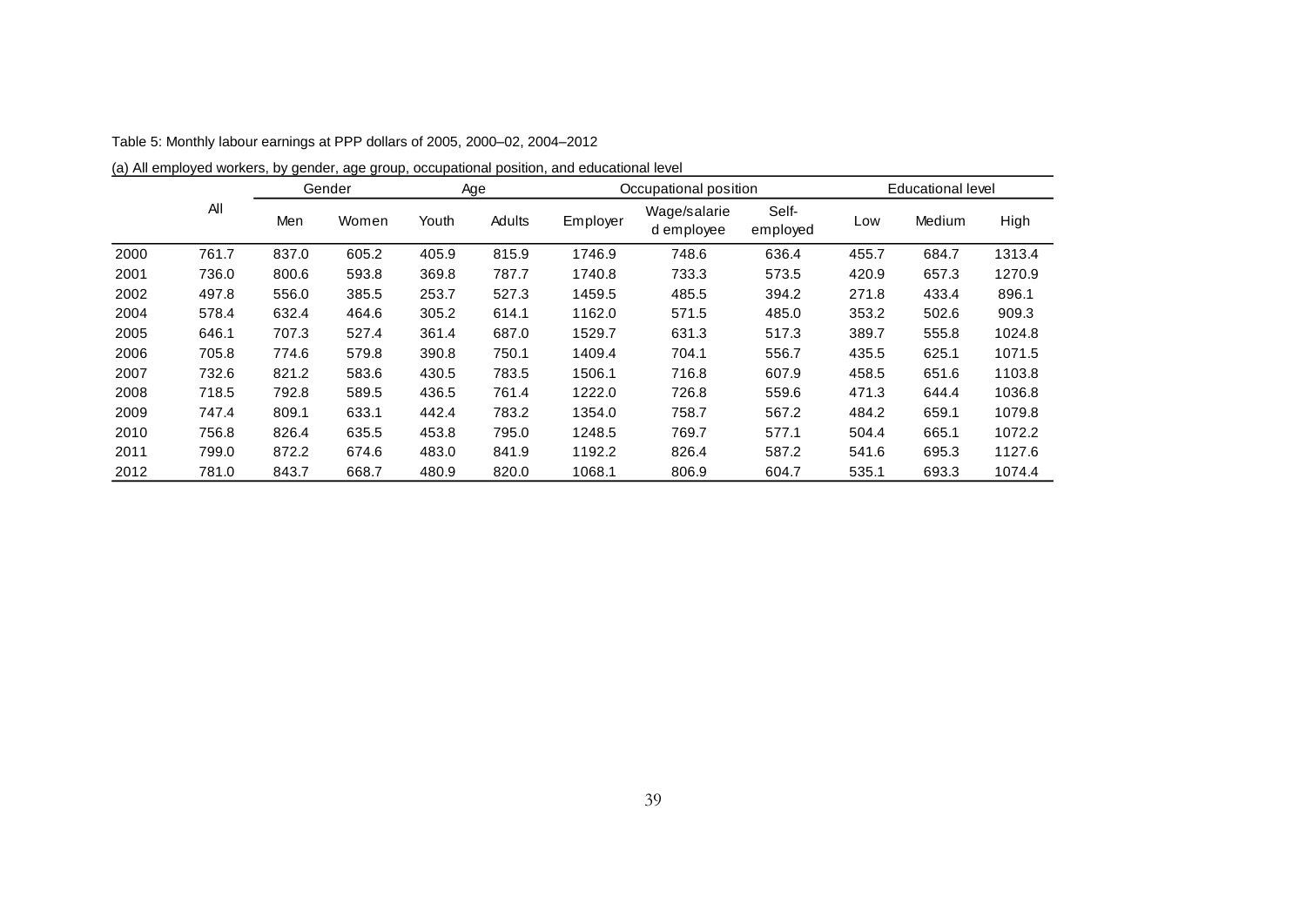Table 5: Monthly labour earnings at PPP dollars of 2005, 2000–02, 2004–2012

(a) All employed workers, by gender, age group, occupational position, and educational level

| | All | Gender | | Age | | Occupational position | | | Educational level | | |
|---|---|---|---|---|---|---|---|---|---|---|---|
| | | Men | Women | Youth | Adults | Employer | Wage/salaried employee | Self-employed | Low | Medium | High |
| 2000 | 761.7 | 837.0 | 605.2 | 405.9 | 815.9 | 1746.9 | 748.6 | 636.4 | 455.7 | 684.7 | 1313.4 |
| 2001 | 736.0 | 800.6 | 593.8 | 369.8 | 787.7 | 1740.8 | 733.3 | 573.5 | 420.9 | 657.3 | 1270.9 |
| 2002 | 497.8 | 556.0 | 385.5 | 253.7 | 527.3 | 1459.5 | 485.5 | 394.2 | 271.8 | 433.4 | 896.1 |
| 2004 | 578.4 | 632.4 | 464.6 | 305.2 | 614.1 | 1162.0 | 571.5 | 485.0 | 353.2 | 502.6 | 909.3 |
| 2005 | 646.1 | 707.3 | 527.4 | 361.4 | 687.0 | 1529.7 | 631.3 | 517.3 | 389.7 | 555.8 | 1024.8 |
| 2006 | 705.8 | 774.6 | 579.8 | 390.8 | 750.1 | 1409.4 | 704.1 | 556.7 | 435.5 | 625.1 | 1071.5 |
| 2007 | 732.6 | 821.2 | 583.6 | 430.5 | 783.5 | 1506.1 | 716.8 | 607.9 | 458.5 | 651.6 | 1103.8 |
| 2008 | 718.5 | 792.8 | 589.5 | 436.5 | 761.4 | 1222.0 | 726.8 | 559.6 | 471.3 | 644.4 | 1036.8 |
| 2009 | 747.4 | 809.1 | 633.1 | 442.4 | 783.2 | 1354.0 | 758.7 | 567.2 | 484.2 | 659.1 | 1079.8 |
| 2010 | 756.8 | 826.4 | 635.5 | 453.8 | 795.0 | 1248.5 | 769.7 | 577.1 | 504.4 | 665.1 | 1072.2 |
| 2011 | 799.0 | 872.2 | 674.6 | 483.0 | 841.9 | 1192.2 | 826.4 | 587.2 | 541.6 | 695.3 | 1127.6 |
| 2012 | 781.0 | 843.7 | 668.7 | 480.9 | 820.0 | 1068.1 | 806.9 | 604.7 | 535.1 | 693.3 | 1074.4 |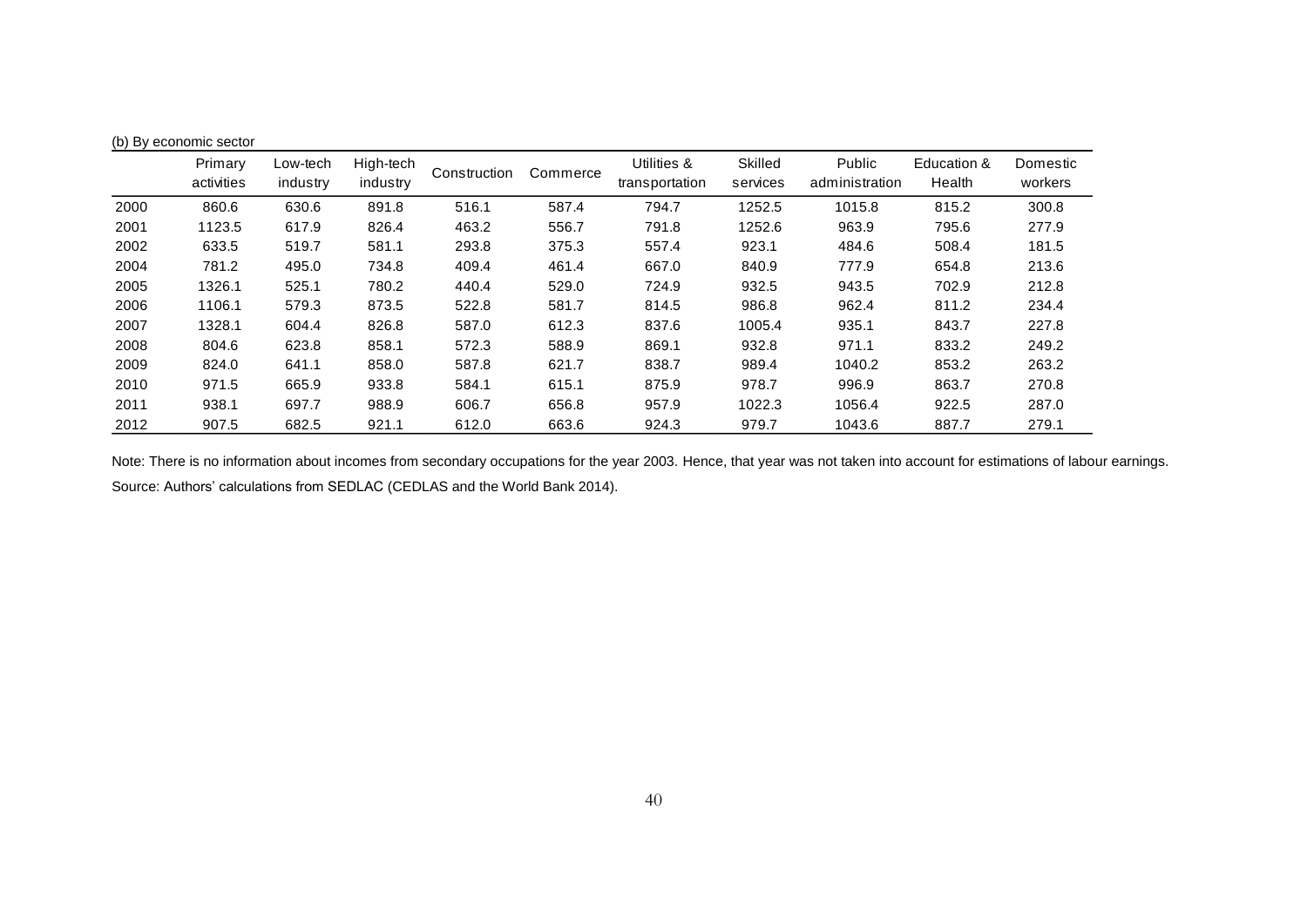(b) By economic sector

| | Primary activities | Low-tech industry | High-tech industry | Construction | Commerce | Utilities & transportation | Skilled services | Public administration | Education & Health | Domestic workers |
|---|---|---|---|---|---|---|---|---|---|---|
| 2000 | 860.6 | 630.6 | 891.8 | 516.1 | 587.4 | 794.7 | 1252.5 | 1015.8 | 815.2 | 300.8 |
| 2001 | 1123.5 | 617.9 | 826.4 | 463.2 | 556.7 | 791.8 | 1252.6 | 963.9 | 795.6 | 277.9 |
| 2002 | 633.5 | 519.7 | 581.1 | 293.8 | 375.3 | 557.4 | 923.1 | 484.6 | 508.4 | 181.5 |
| 2004 | 781.2 | 495.0 | 734.8 | 409.4 | 461.4 | 667.0 | 840.9 | 777.9 | 654.8 | 213.6 |
| 2005 | 1326.1 | 525.1 | 780.2 | 440.4 | 529.0 | 724.9 | 932.5 | 943.5 | 702.9 | 212.8 |
| 2006 | 1106.1 | 579.3 | 873.5 | 522.8 | 581.7 | 814.5 | 986.8 | 962.4 | 811.2 | 234.4 |
| 2007 | 1328.1 | 604.4 | 826.8 | 587.0 | 612.3 | 837.6 | 1005.4 | 935.1 | 843.7 | 227.8 |
| 2008 | 804.6 | 623.8 | 858.1 | 572.3 | 588.9 | 869.1 | 932.8 | 971.1 | 833.2 | 249.2 |
| 2009 | 824.0 | 641.1 | 858.0 | 587.8 | 621.7 | 838.7 | 989.4 | 1040.2 | 853.2 | 263.2 |
| 2010 | 971.5 | 665.9 | 933.8 | 584.1 | 615.1 | 875.9 | 978.7 | 996.9 | 863.7 | 270.8 |
| 2011 | 938.1 | 697.7 | 988.9 | 606.7 | 656.8 | 957.9 | 1022.3 | 1056.4 | 922.5 | 287.0 |
| 2012 | 907.5 | 682.5 | 921.1 | 612.0 | 663.6 | 924.3 | 979.7 | 1043.6 | 887.7 | 279.1 |

Note: There is no information about incomes from secondary occupations for the year 2003. Hence, that year was not taken into account for estimations of labour earnings.

Source: Authors' calculations from SEDLAC (CEDLAS and the World Bank 2014).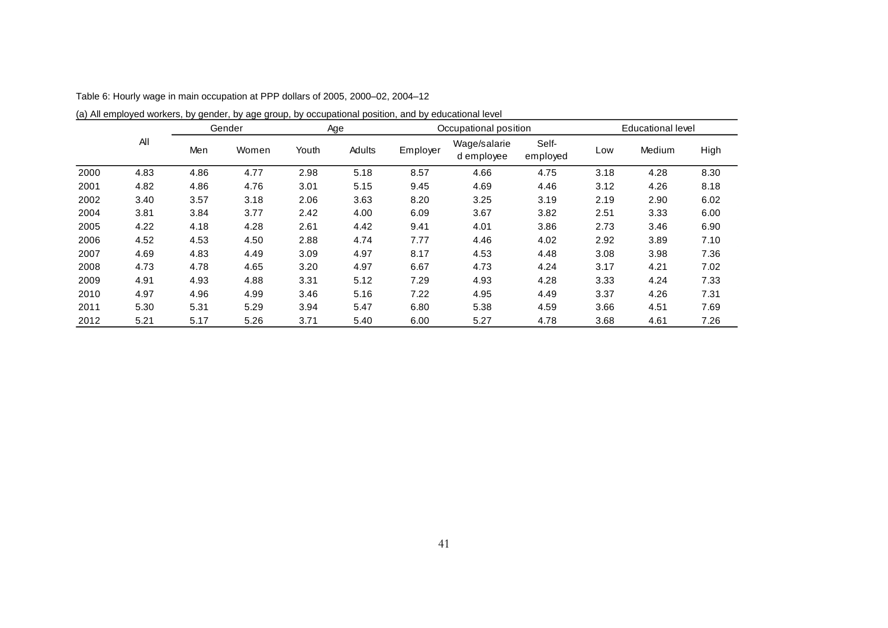Table 6: Hourly wage in main occupation at PPP dollars of 2005, 2000–02, 2004–12

(a) All employed workers, by gender, by age group, by occupational position, and by educational level

| | All | Gender | | Age | | Occupational position | | | Educational level | | |
|---|---|---|---|---|---|---|---|---|---|---|---|
| | | Men | Women | Youth | Adults | Employer | Wage/salaried employee | Self-employed | Low | Medium | High |
| 2000 | 4.83 | 4.86 | 4.77 | 2.98 | 5.18 | 8.57 | 4.66 | 4.75 | 3.18 | 4.28 | 8.30 |
| 2001 | 4.82 | 4.86 | 4.76 | 3.01 | 5.15 | 9.45 | 4.69 | 4.46 | 3.12 | 4.26 | 8.18 |
| 2002 | 3.40 | 3.57 | 3.18 | 2.06 | 3.63 | 8.20 | 3.25 | 3.19 | 2.19 | 2.90 | 6.02 |
| 2004 | 3.81 | 3.84 | 3.77 | 2.42 | 4.00 | 6.09 | 3.67 | 3.82 | 2.51 | 3.33 | 6.00 |
| 2005 | 4.22 | 4.18 | 4.28 | 2.61 | 4.42 | 9.41 | 4.01 | 3.86 | 2.73 | 3.46 | 6.90 |
| 2006 | 4.52 | 4.53 | 4.50 | 2.88 | 4.74 | 7.77 | 4.46 | 4.02 | 2.92 | 3.89 | 7.10 |
| 2007 | 4.69 | 4.83 | 4.49 | 3.09 | 4.97 | 8.17 | 4.53 | 4.48 | 3.08 | 3.98 | 7.36 |
| 2008 | 4.73 | 4.78 | 4.65 | 3.20 | 4.97 | 6.67 | 4.73 | 4.24 | 3.17 | 4.21 | 7.02 |
| 2009 | 4.91 | 4.93 | 4.88 | 3.31 | 5.12 | 7.29 | 4.93 | 4.28 | 3.33 | 4.24 | 7.33 |
| 2010 | 4.97 | 4.96 | 4.99 | 3.46 | 5.16 | 7.22 | 4.95 | 4.49 | 3.37 | 4.26 | 7.31 |
| 2011 | 5.30 | 5.31 | 5.29 | 3.94 | 5.47 | 6.80 | 5.38 | 4.59 | 3.66 | 4.51 | 7.69 |
| 2012 | 5.21 | 5.17 | 5.26 | 3.71 | 5.40 | 6.00 | 5.27 | 4.78 | 3.68 | 4.61 | 7.26 |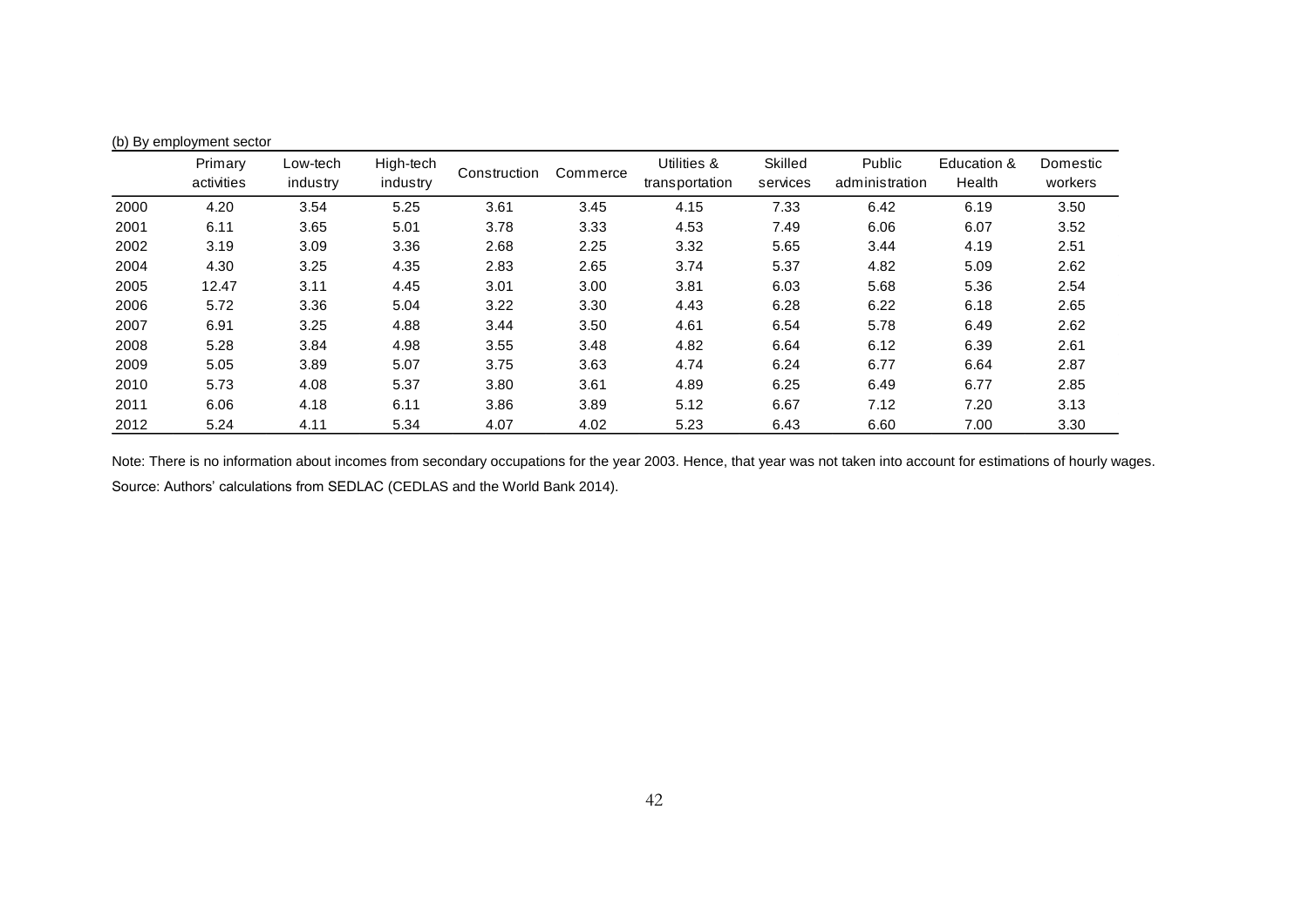(b) By employment sector

| | Primary activities | Low-tech industry | High-tech industry | Construction | Commerce | Utilities & transportation | Skilled services | Public administration | Education & Health | Domestic workers |
|---|---|---|---|---|---|---|---|---|---|---|
| 2000 | 4.20 | 3.54 | 5.25 | 3.61 | 3.45 | 4.15 | 7.33 | 6.42 | 6.19 | 3.50 |
| 2001 | 6.11 | 3.65 | 5.01 | 3.78 | 3.33 | 4.53 | 7.49 | 6.06 | 6.07 | 3.52 |
| 2002 | 3.19 | 3.09 | 3.36 | 2.68 | 2.25 | 3.32 | 5.65 | 3.44 | 4.19 | 2.51 |
| 2004 | 4.30 | 3.25 | 4.35 | 2.83 | 2.65 | 3.74 | 5.37 | 4.82 | 5.09 | 2.62 |
| 2005 | 12.47 | 3.11 | 4.45 | 3.01 | 3.00 | 3.81 | 6.03 | 5.68 | 5.36 | 2.54 |
| 2006 | 5.72 | 3.36 | 5.04 | 3.22 | 3.30 | 4.43 | 6.28 | 6.22 | 6.18 | 2.65 |
| 2007 | 6.91 | 3.25 | 4.88 | 3.44 | 3.50 | 4.61 | 6.54 | 5.78 | 6.49 | 2.62 |
| 2008 | 5.28 | 3.84 | 4.98 | 3.55 | 3.48 | 4.82 | 6.64 | 6.12 | 6.39 | 2.61 |
| 2009 | 5.05 | 3.89 | 5.07 | 3.75 | 3.63 | 4.74 | 6.24 | 6.77 | 6.64 | 2.87 |
| 2010 | 5.73 | 4.08 | 5.37 | 3.80 | 3.61 | 4.89 | 6.25 | 6.49 | 6.77 | 2.85 |
| 2011 | 6.06 | 4.18 | 6.11 | 3.86 | 3.89 | 5.12 | 6.67 | 7.12 | 7.20 | 3.13 |
| 2012 | 5.24 | 4.11 | 5.34 | 4.07 | 4.02 | 5.23 | 6.43 | 6.60 | 7.00 | 3.30 |

Note: There is no information about incomes from secondary occupations for the year 2003. Hence, that year was not taken into account for estimations of hourly wages.

Source: Authors' calculations from SEDLAC (CEDLAS and the World Bank 2014).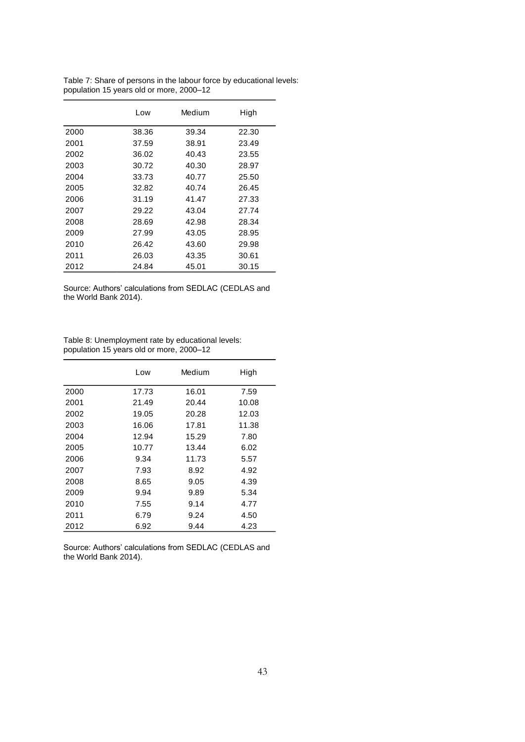Table 7: Share of persons in the labour force by educational levels: population 15 years old or more, 2000–12

| | Low | Medium | High |
|---|---|---|---|
| 2000 | 38.36 | 39.34 | 22.30 |
| 2001 | 37.59 | 38.91 | 23.49 |
| 2002 | 36.02 | 40.43 | 23.55 |
| 2003 | 30.72 | 40.30 | 28.97 |
| 2004 | 33.73 | 40.77 | 25.50 |
| 2005 | 32.82 | 40.74 | 26.45 |
| 2006 | 31.19 | 41.47 | 27.33 |
| 2007 | 29.22 | 43.04 | 27.74 |
| 2008 | 28.69 | 42.98 | 28.34 |
| 2009 | 27.99 | 43.05 | 28.95 |
| 2010 | 26.42 | 43.60 | 29.98 |
| 2011 | 26.03 | 43.35 | 30.61 |
| 2012 | 24.84 | 45.01 | 30.15 |

Source: Authors' calculations from SEDLAC (CEDLAS and the World Bank 2014).

Table 8: Unemployment rate by educational levels: population 15 years old or more, 2000–12

| | Low | Medium | High |
|---|---|---|---|
| 2000 | 17.73 | 16.01 | 7.59 |
| 2001 | 21.49 | 20.44 | 10.08 |
| 2002 | 19.05 | 20.28 | 12.03 |
| 2003 | 16.06 | 17.81 | 11.38 |
| 2004 | 12.94 | 15.29 | 7.80 |
| 2005 | 10.77 | 13.44 | 6.02 |
| 2006 | 9.34 | 11.73 | 5.57 |
| 2007 | 7.93 | 8.92 | 4.92 |
| 2008 | 8.65 | 9.05 | 4.39 |
| 2009 | 9.94 | 9.89 | 5.34 |
| 2010 | 7.55 | 9.14 | 4.77 |
| 2011 | 6.79 | 9.24 | 4.50 |
| 2012 | 6.92 | 9.44 | 4.23 |

Source: Authors' calculations from SEDLAC (CEDLAS and the World Bank 2014).